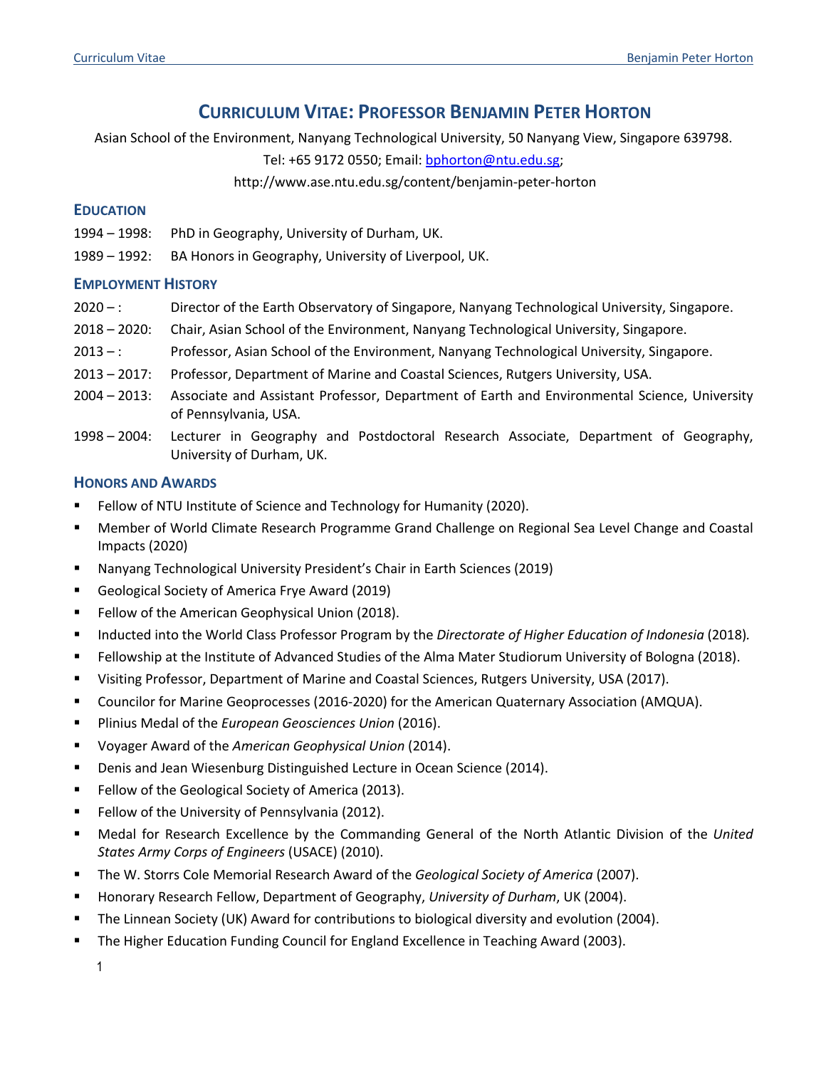# CURRICULUM VITAE: PROFESSOR BENJAMIN PETER HORTON

Asian School of the Environment, Nanyang Technological University, 50 Nanyang View, Singapore 639798.

Tel: +65 9172 0550; Email: bphorton@ntu.edu.sg;

http://www.ase.ntu.edu.sg/content/benjamin-peter-horton

## EDUCATION

1994 – 1998: PhD in Geography, University of Durham, UK.

1989 – 1992: BA Honors in Geography, University of Liverpool, UK.

## EMPLOYMENT HISTORY

2020 – : Director of the Earth Observatory of Singapore, Nanyang Technological University, Singapore.

2018 – 2020: Chair, Asian School of the Environment, Nanyang Technological University, Singapore.

2013 – : Professor, Asian School of the Environment, Nanyang Technological University, Singapore.

2013 – 2017: Professor, Department of Marine and Coastal Sciences, Rutgers University, USA.

2004 – 2013: Associate and Assistant Professor, Department of Earth and Environmental Science, University of Pennsylvania, USA.

1998 – 2004: Lecturer in Geography and Postdoctoral Research Associate, Department of Geography, University of Durham, UK.

## HONORS AND AWARDS

- Fellow of NTU Institute of Science and Technology for Humanity (2020).
- Member of World Climate Research Programme Grand Challenge on Regional Sea Level Change and Coastal Impacts (2020)
- Nanyang Technological University President's Chair in Earth Sciences (2019)
- Geological Society of America Frye Award (2019)
- Fellow of the American Geophysical Union (2018).
- Inducted into the World Class Professor Program by the *Directorate of Higher Education of Indonesia* (2018).
- Fellowship at the Institute of Advanced Studies of the Alma Mater Studiorum University of Bologna (2018).
- Visiting Professor, Department of Marine and Coastal Sciences, Rutgers University, USA (2017).
- Councilor for Marine Geoprocesses (2016-2020) for the American Quaternary Association (AMQUA).
- Plinius Medal of the *European Geosciences Union* (2016).
- Voyager Award of the *American Geophysical Union* (2014).
- Denis and Jean Wiesenburg Distinguished Lecture in Ocean Science (2014).
- Fellow of the Geological Society of America (2013).
- Fellow of the University of Pennsylvania (2012).
- Medal for Research Excellence by the Commanding General of the North Atlantic Division of the *United States Army Corps of Engineers* (USACE) (2010).
- The W. Storrs Cole Memorial Research Award of the *Geological Society of America* (2007).
- Honorary Research Fellow, Department of Geography, *University of Durham*, UK (2004).
- The Linnean Society (UK) Award for contributions to biological diversity and evolution (2004).
- The Higher Education Funding Council for England Excellence in Teaching Award (2003).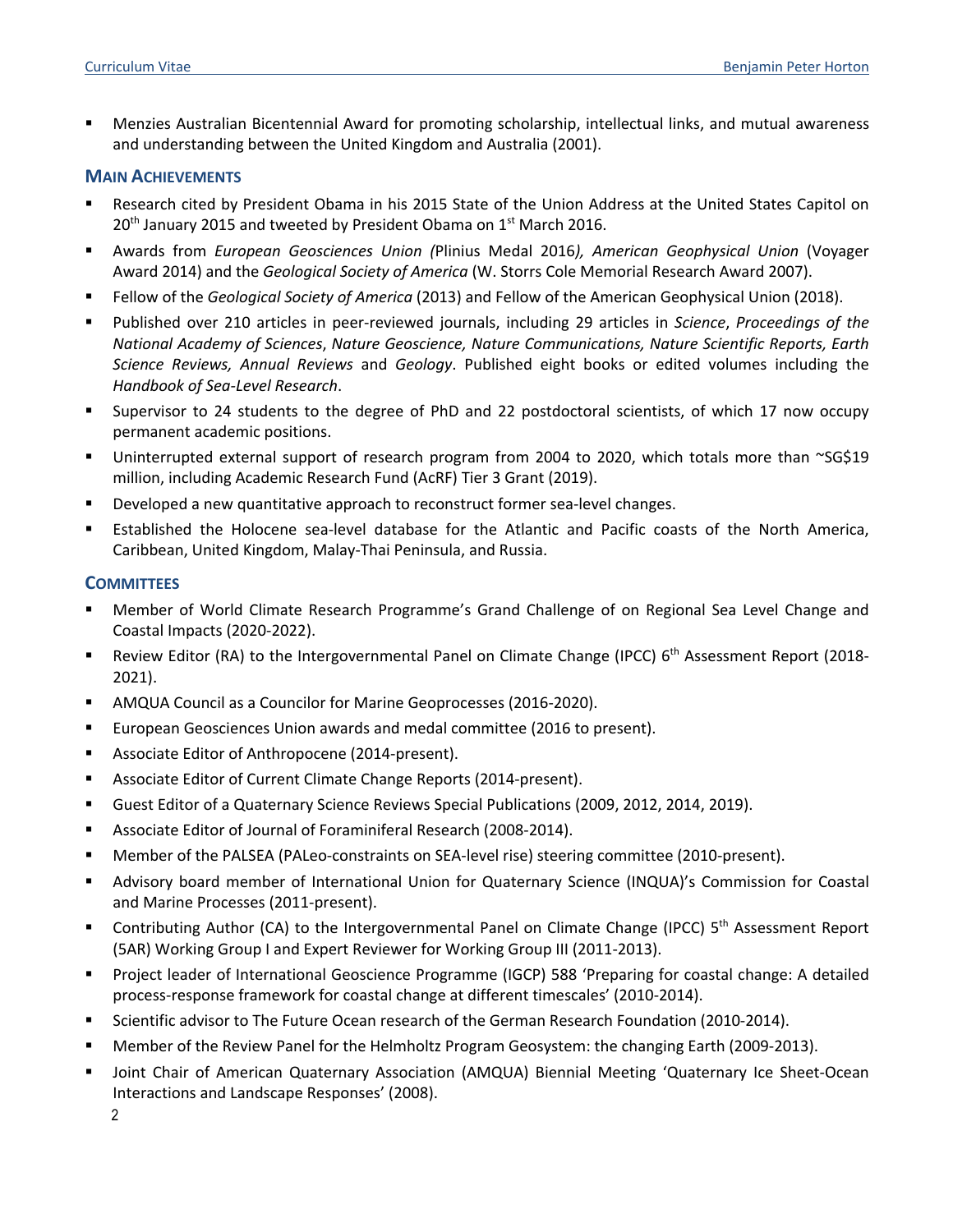- Menzies Australian Bicentennial Award for promoting scholarship, intellectual links, and mutual awareness and understanding between the United Kingdom and Australia (2001).

## MAIN ACHIEVEMENTS

- Research cited by President Obama in his 2015 State of the Union Address at the United States Capitol on 20th January 2015 and tweeted by President Obama on 1st March 2016.
- Awards from *European Geosciences Union (*Plinius Medal 2016*), American Geophysical Union* (Voyager Award 2014) and the *Geological Society of America* (W. Storrs Cole Memorial Research Award 2007).
- Fellow of the *Geological Society of America* (2013) and Fellow of the American Geophysical Union (2018).
- Published over 210 articles in peer-reviewed journals, including 29 articles in *Science*, *Proceedings of the National Academy of Sciences*, *Nature Geoscience, Nature Communications, Nature Scientific Reports, Earth Science Reviews, Annual Reviews* and *Geology*. Published eight books or edited volumes including the *Handbook of Sea-Level Research*.
- Supervisor to 24 students to the degree of PhD and 22 postdoctoral scientists, of which 17 now occupy permanent academic positions.
- Uninterrupted external support of research program from 2004 to 2020, which totals more than ~SG$19 million, including Academic Research Fund (AcRF) Tier 3 Grant (2019).
- Developed a new quantitative approach to reconstruct former sea-level changes.
- Established the Holocene sea-level database for the Atlantic and Pacific coasts of the North America, Caribbean, United Kingdom, Malay-Thai Peninsula, and Russia.

## COMMITTEES

- Member of World Climate Research Programme's Grand Challenge of on Regional Sea Level Change and Coastal Impacts (2020-2022).
- Review Editor (RA) to the Intergovernmental Panel on Climate Change (IPCC) 6th Assessment Report (2018-2021).
- AMQUA Council as a Councilor for Marine Geoprocesses (2016-2020).
- European Geosciences Union awards and medal committee (2016 to present).
- Associate Editor of Anthropocene (2014-present).
- Associate Editor of Current Climate Change Reports (2014-present).
- Guest Editor of a Quaternary Science Reviews Special Publications (2009, 2012, 2014, 2019).
- Associate Editor of Journal of Foraminiferal Research (2008-2014).
- Member of the PALSEA (PALeo-constraints on SEA-level rise) steering committee (2010-present).
- Advisory board member of International Union for Quaternary Science (INQUA)'s Commission for Coastal and Marine Processes (2011-present).
- Contributing Author (CA) to the Intergovernmental Panel on Climate Change (IPCC) 5th Assessment Report (5AR) Working Group I and Expert Reviewer for Working Group III (2011-2013).
- Project leader of International Geoscience Programme (IGCP) 588 'Preparing for coastal change: A detailed process-response framework for coastal change at different timescales' (2010-2014).
- Scientific advisor to The Future Ocean research of the German Research Foundation (2010-2014).
- Member of the Review Panel for the Helmholtz Program Geosystem: the changing Earth (2009-2013).
- Joint Chair of American Quaternary Association (AMQUA) Biennial Meeting 'Quaternary Ice Sheet-Ocean Interactions and Landscape Responses' (2008).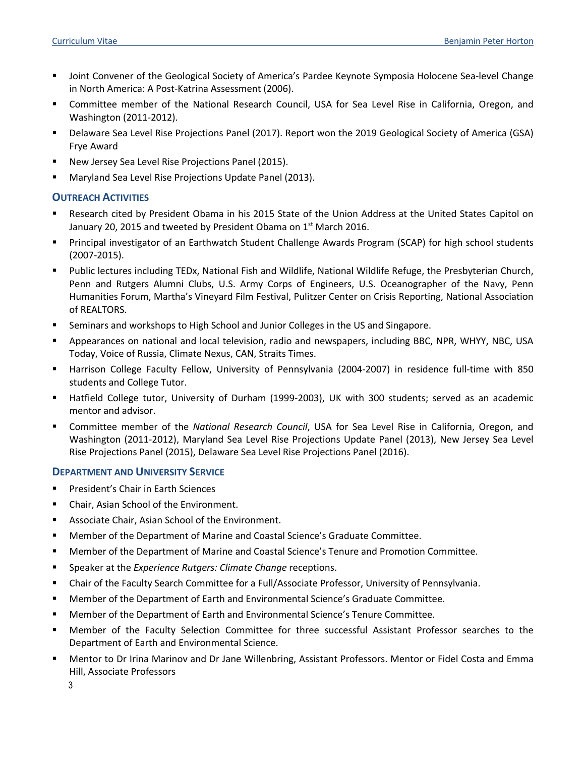- Joint Convener of the Geological Society of America's Pardee Keynote Symposia Holocene Sea-level Change in North America: A Post-Katrina Assessment (2006).
- Committee member of the National Research Council, USA for Sea Level Rise in California, Oregon, and Washington (2011-2012).
- Delaware Sea Level Rise Projections Panel (2017). Report won the 2019 Geological Society of America (GSA) Frye Award
- New Jersey Sea Level Rise Projections Panel (2015).
- Maryland Sea Level Rise Projections Update Panel (2013).

## OUTREACH ACTIVITIES

- Research cited by President Obama in his 2015 State of the Union Address at the United States Capitol on January 20, 2015 and tweeted by President Obama on 1st March 2016.
- Principal investigator of an Earthwatch Student Challenge Awards Program (SCAP) for high school students (2007-2015).
- Public lectures including TEDx, National Fish and Wildlife, National Wildlife Refuge, the Presbyterian Church, Penn and Rutgers Alumni Clubs, U.S. Army Corps of Engineers, U.S. Oceanographer of the Navy, Penn Humanities Forum, Martha's Vineyard Film Festival, Pulitzer Center on Crisis Reporting, National Association of REALTORS.
- Seminars and workshops to High School and Junior Colleges in the US and Singapore.
- Appearances on national and local television, radio and newspapers, including BBC, NPR, WHYY, NBC, USA Today, Voice of Russia, Climate Nexus, CAN, Straits Times.
- Harrison College Faculty Fellow, University of Pennsylvania (2004-2007) in residence full-time with 850 students and College Tutor.
- Hatfield College tutor, University of Durham (1999-2003), UK with 300 students; served as an academic mentor and advisor.
- Committee member of the *National Research Council*, USA for Sea Level Rise in California, Oregon, and Washington (2011-2012), Maryland Sea Level Rise Projections Update Panel (2013), New Jersey Sea Level Rise Projections Panel (2015), Delaware Sea Level Rise Projections Panel (2016).

## DEPARTMENT AND UNIVERSITY SERVICE

- President's Chair in Earth Sciences
- Chair, Asian School of the Environment.
- Associate Chair, Asian School of the Environment.
- Member of the Department of Marine and Coastal Science's Graduate Committee.
- Member of the Department of Marine and Coastal Science's Tenure and Promotion Committee.
- Speaker at the *Experience Rutgers: Climate Change* receptions.
- Chair of the Faculty Search Committee for a Full/Associate Professor, University of Pennsylvania.
- Member of the Department of Earth and Environmental Science's Graduate Committee.
- Member of the Department of Earth and Environmental Science's Tenure Committee.
- Member of the Faculty Selection Committee for three successful Assistant Professor searches to the Department of Earth and Environmental Science.
- Mentor to Dr Irina Marinov and Dr Jane Willenbring, Assistant Professors. Mentor or Fidel Costa and Emma Hill, Associate Professors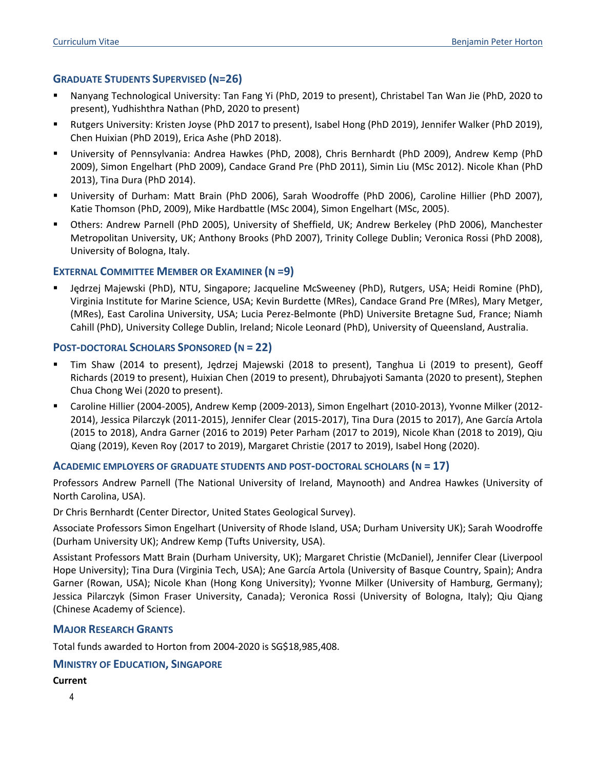## GRADUATE STUDENTS SUPERVISED (N=26)

- Nanyang Technological University: Tan Fang Yi (PhD, 2019 to present), Christabel Tan Wan Jie (PhD, 2020 to present), Yudhishthra Nathan (PhD, 2020 to present)
- Rutgers University: Kristen Joyse (PhD 2017 to present), Isabel Hong (PhD 2019), Jennifer Walker (PhD 2019), Chen Huixian (PhD 2019), Erica Ashe (PhD 2018).
- University of Pennsylvania: Andrea Hawkes (PhD, 2008), Chris Bernhardt (PhD 2009), Andrew Kemp (PhD 2009), Simon Engelhart (PhD 2009), Candace Grand Pre (PhD 2011), Simin Liu (MSc 2012). Nicole Khan (PhD 2013), Tina Dura (PhD 2014).
- University of Durham: Matt Brain (PhD 2006), Sarah Woodroffe (PhD 2006), Caroline Hillier (PhD 2007), Katie Thomson (PhD, 2009), Mike Hardbattle (MSc 2004), Simon Engelhart (MSc, 2005).
- Others: Andrew Parnell (PhD 2005), University of Sheffield, UK; Andrew Berkeley (PhD 2006), Manchester Metropolitan University, UK; Anthony Brooks (PhD 2007), Trinity College Dublin; Veronica Rossi (PhD 2008), University of Bologna, Italy.

## EXTERNAL COMMITTEE MEMBER OR EXAMINER (N =9)

- Jędrzej Majewski (PhD), NTU, Singapore; Jacqueline McSweeney (PhD), Rutgers, USA; Heidi Romine (PhD), Virginia Institute for Marine Science, USA; Kevin Burdette (MRes), Candace Grand Pre (MRes), Mary Metger, (MRes), East Carolina University, USA; Lucia Perez-Belmonte (PhD) Universite Bretagne Sud, France; Niamh Cahill (PhD), University College Dublin, Ireland; Nicole Leonard (PhD), University of Queensland, Australia.

## POST-DOCTORAL SCHOLARS SPONSORED (N = 22)

- Tim Shaw (2014 to present), Jędrzej Majewski (2018 to present), Tanghua Li (2019 to present), Geoff Richards (2019 to present), Huixian Chen (2019 to present), Dhrubajyoti Samanta (2020 to present), Stephen Chua Chong Wei (2020 to present).
- Caroline Hillier (2004-2005), Andrew Kemp (2009-2013), Simon Engelhart (2010-2013), Yvonne Milker (2012-2014), Jessica Pilarczyk (2011-2015), Jennifer Clear (2015-2017), Tina Dura (2015 to 2017), Ane García Artola (2015 to 2018), Andra Garner (2016 to 2019) Peter Parham (2017 to 2019), Nicole Khan (2018 to 2019), Qiu Qiang (2019), Keven Roy (2017 to 2019), Margaret Christie (2017 to 2019), Isabel Hong (2020).

## ACADEMIC EMPLOYERS OF GRADUATE STUDENTS AND POST-DOCTORAL SCHOLARS (N = 17)

Professors Andrew Parnell (The National University of Ireland, Maynooth) and Andrea Hawkes (University of North Carolina, USA).

Dr Chris Bernhardt (Center Director, United States Geological Survey).

Associate Professors Simon Engelhart (University of Rhode Island, USA; Durham University UK); Sarah Woodroffe (Durham University UK); Andrew Kemp (Tufts University, USA).

Assistant Professors Matt Brain (Durham University, UK); Margaret Christie (McDaniel), Jennifer Clear (Liverpool Hope University); Tina Dura (Virginia Tech, USA); Ane García Artola (University of Basque Country, Spain); Andra Garner (Rowan, USA); Nicole Khan (Hong Kong University); Yvonne Milker (University of Hamburg, Germany); Jessica Pilarczyk (Simon Fraser University, Canada); Veronica Rossi (University of Bologna, Italy); Qiu Qiang (Chinese Academy of Science).

## MAJOR RESEARCH GRANTS

Total funds awarded to Horton from 2004-2020 is SG$18,985,408.

## MINISTRY OF EDUCATION, SINGAPORE

**Current**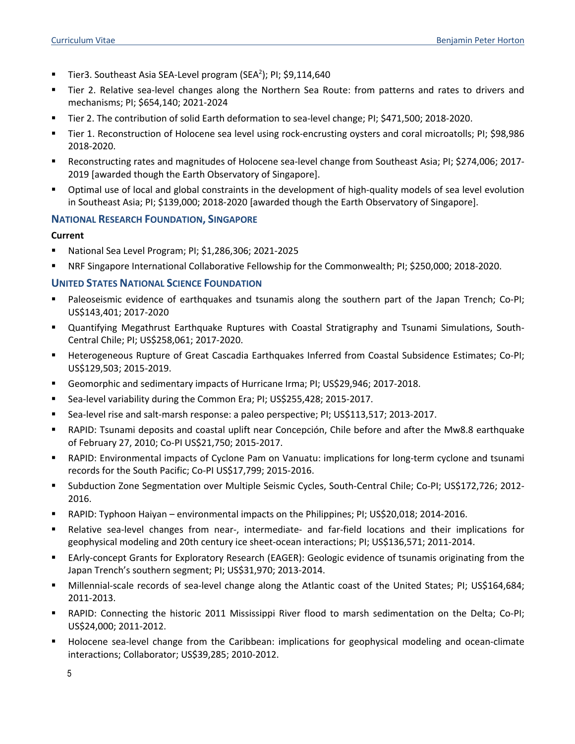- Tier3. Southeast Asia SEA-Level program (SEA$^2$); PI; $9,114,640
- Tier 2. Relative sea-level changes along the Northern Sea Route: from patterns and rates to drivers and mechanisms; PI; $654,140; 2021-2024
- Tier 2. The contribution of solid Earth deformation to sea-level change; PI; $471,500; 2018-2020.
- Tier 1. Reconstruction of Holocene sea level using rock-encrusting oysters and coral microatolls; PI; $98,986 2018-2020.
- Reconstructing rates and magnitudes of Holocene sea-level change from Southeast Asia; PI; $274,006; 2017-2019 [awarded though the Earth Observatory of Singapore].
- Optimal use of local and global constraints in the development of high-quality models of sea level evolution in Southeast Asia; PI; $139,000; 2018-2020 [awarded though the Earth Observatory of Singapore].

### NATIONAL RESEARCH FOUNDATION, SINGAPORE

**Current**

- National Sea Level Program; PI; $1,286,306; 2021-2025
- NRF Singapore International Collaborative Fellowship for the Commonwealth; PI; $250,000; 2018-2020.

### UNITED STATES NATIONAL SCIENCE FOUNDATION

- Paleoseismic evidence of earthquakes and tsunamis along the southern part of the Japan Trench; Co-PI; US$143,401; 2017-2020
- Quantifying Megathrust Earthquake Ruptures with Coastal Stratigraphy and Tsunami Simulations, South-Central Chile; PI; US$258,061; 2017-2020.
- Heterogeneous Rupture of Great Cascadia Earthquakes Inferred from Coastal Subsidence Estimates; Co-PI; US$129,503; 2015-2019.
- Geomorphic and sedimentary impacts of Hurricane Irma; PI; US$29,946; 2017-2018.
- Sea-level variability during the Common Era; PI; US$255,428; 2015-2017.
- Sea-level rise and salt-marsh response: a paleo perspective; PI; US$113,517; 2013-2017.
- RAPID: Tsunami deposits and coastal uplift near Concepción, Chile before and after the Mw8.8 earthquake of February 27, 2010; Co-PI US$21,750; 2015-2017.
- RAPID: Environmental impacts of Cyclone Pam on Vanuatu: implications for long-term cyclone and tsunami records for the South Pacific; Co-PI US$17,799; 2015-2016.
- Subduction Zone Segmentation over Multiple Seismic Cycles, South-Central Chile; Co-PI; US$172,726; 2012-2016.
- RAPID: Typhoon Haiyan – environmental impacts on the Philippines; PI; US$20,018; 2014-2016.
- Relative sea-level changes from near-, intermediate- and far-field locations and their implications for geophysical modeling and 20th century ice sheet-ocean interactions; PI; US$136,571; 2011-2014.
- EArly-concept Grants for Exploratory Research (EAGER): Geologic evidence of tsunamis originating from the Japan Trench's southern segment; PI; US$31,970; 2013-2014.
- Millennial-scale records of sea-level change along the Atlantic coast of the United States; PI; US$164,684; 2011-2013.
- RAPID: Connecting the historic 2011 Mississippi River flood to marsh sedimentation on the Delta; Co-PI; US$24,000; 2011-2012.
- Holocene sea-level change from the Caribbean: implications for geophysical modeling and ocean-climate interactions; Collaborator; US$39,285; 2010-2012.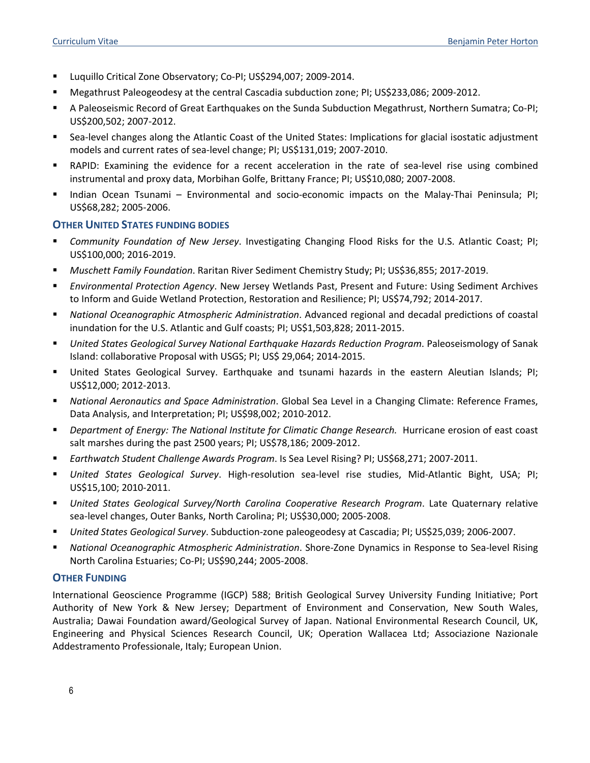- Luquillo Critical Zone Observatory; Co-PI; US$294,007; 2009-2014.
- Megathrust Paleogeodesy at the central Cascadia subduction zone; PI; US$233,086; 2009-2012.
- A Paleoseismic Record of Great Earthquakes on the Sunda Subduction Megathrust, Northern Sumatra; Co-PI; US$200,502; 2007-2012.
- Sea-level changes along the Atlantic Coast of the United States: Implications for glacial isostatic adjustment models and current rates of sea-level change; PI; US$131,019; 2007-2010.
- RAPID: Examining the evidence for a recent acceleration in the rate of sea-level rise using combined instrumental and proxy data, Morbihan Golfe, Brittany France; PI; US$10,080; 2007-2008.
- Indian Ocean Tsunami – Environmental and socio-economic impacts on the Malay-Thai Peninsula; PI; US$68,282; 2005-2006.

### Other United States funding bodies

- *Community Foundation of New Jersey*. Investigating Changing Flood Risks for the U.S. Atlantic Coast; PI; US$100,000; 2016-2019.
- *Muschett Family Foundation*. Raritan River Sediment Chemistry Study; PI; US$36,855; 2017-2019.
- *Environmental Protection Agency*. New Jersey Wetlands Past, Present and Future: Using Sediment Archives to Inform and Guide Wetland Protection, Restoration and Resilience; PI; US$74,792; 2014-2017.
- *National Oceanographic Atmospheric Administration*. Advanced regional and decadal predictions of coastal inundation for the U.S. Atlantic and Gulf coasts; PI; US$1,503,828; 2011-2015.
- *United States Geological Survey National Earthquake Hazards Reduction Program*. Paleoseismology of Sanak Island: collaborative Proposal with USGS; PI; US$ 29,064; 2014-2015.
- United States Geological Survey. Earthquake and tsunami hazards in the eastern Aleutian Islands; PI; US$12,000; 2012-2013.
- *National Aeronautics and Space Administration*. Global Sea Level in a Changing Climate: Reference Frames, Data Analysis, and Interpretation; PI; US$98,002; 2010-2012.
- *Department of Energy: The National Institute for Climatic Change Research.* Hurricane erosion of east coast salt marshes during the past 2500 years; PI; US$78,186; 2009-2012.
- *Earthwatch Student Challenge Awards Program*. Is Sea Level Rising? PI; US$68,271; 2007-2011.
- *United States Geological Survey*. High-resolution sea-level rise studies, Mid-Atlantic Bight, USA; PI; US$15,100; 2010-2011.
- *United States Geological Survey/North Carolina Cooperative Research Program*. Late Quaternary relative sea-level changes, Outer Banks, North Carolina; PI; US$30,000; 2005-2008.
- *United States Geological Survey*. Subduction-zone paleogeodesy at Cascadia; PI; US$25,039; 2006-2007.
- *National Oceanographic Atmospheric Administration*. Shore-Zone Dynamics in Response to Sea-level Rising North Carolina Estuaries; Co-PI; US$90,244; 2005-2008.

### Other Funding

International Geoscience Programme (IGCP) 588; British Geological Survey University Funding Initiative; Port Authority of New York & New Jersey; Department of Environment and Conservation, New South Wales, Australia; Dawai Foundation award/Geological Survey of Japan. National Environmental Research Council, UK, Engineering and Physical Sciences Research Council, UK; Operation Wallacea Ltd; Associazione Nazionale Addestramento Professionale, Italy; European Union.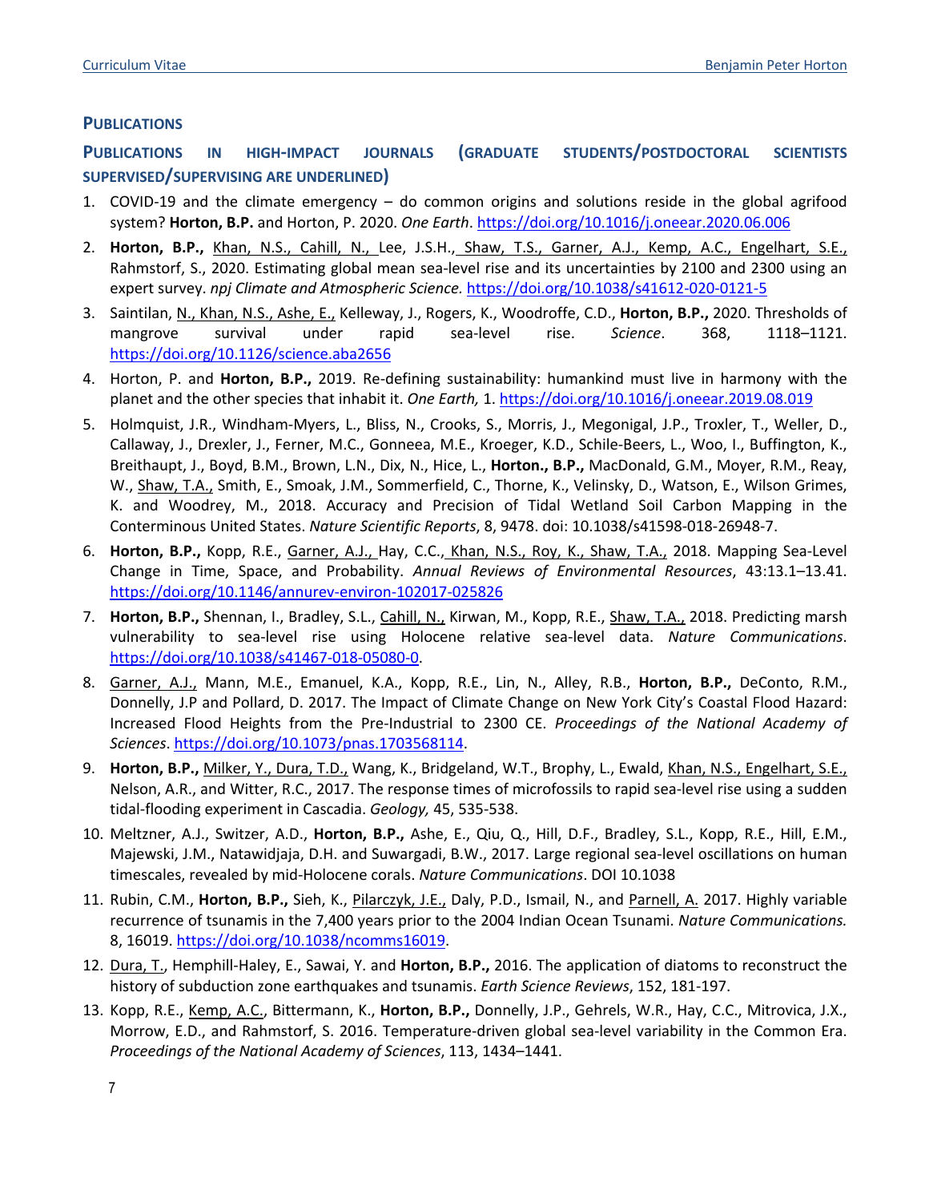## PUBLICATIONS

### PUBLICATIONS IN HIGH-IMPACT JOURNALS (GRADUATE STUDENTS/POSTDOCTORAL SCIENTISTS SUPERVISED/SUPERVISING ARE UNDERLINED)

1. COVID-19 and the climate emergency – do common origins and solutions reside in the global agrifood system? **Horton, B.P.** and Horton, P. 2020. *One Earth*. https://doi.org/10.1016/j.oneear.2020.06.006
2. **Horton, B.P.,** <u>Khan, N.S., Cahill, N.,</u> Lee, J.S.H., <u>Shaw, T.S., Garner, A.J., Kemp, A.C., Engelhart, S.E.,</u> Rahmstorf, S., 2020. Estimating global mean sea-level rise and its uncertainties by 2100 and 2300 using an expert survey. *npj Climate and Atmospheric Science.* https://doi.org/10.1038/s41612-020-0121-5
3. Saintilan, <u>N., Khan, N.S., Ashe, E.,</u> Kelleway, J., Rogers, K., Woodroffe, C.D., **Horton, B.P.,** 2020. Thresholds of mangrove survival under rapid sea-level rise. *Science*. 368, 1118–1121. https://doi.org/10.1126/science.aba2656
4. Horton, P. and **Horton, B.P.,** 2019. Re-defining sustainability: humankind must live in harmony with the planet and the other species that inhabit it. *One Earth,* 1. https://doi.org/10.1016/j.oneear.2019.08.019
5. Holmquist, J.R., Windham-Myers, L., Bliss, N., Crooks, S., Morris, J., Megonigal, J.P., Troxler, T., Weller, D., Callaway, J., Drexler, J., Ferner, M.C., Gonneea, M.E., Kroeger, K.D., Schile-Beers, L., Woo, I., Buffington, K., Breithaupt, J., Boyd, B.M., Brown, L.N., Dix, N., Hice, L., **Horton., B.P.,** MacDonald, G.M., Moyer, R.M., Reay, W., <u>Shaw, T.A.,</u> Smith, E., Smoak, J.M., Sommerfield, C., Thorne, K., Velinsky, D., Watson, E., Wilson Grimes, K. and Woodrey, M., 2018. Accuracy and Precision of Tidal Wetland Soil Carbon Mapping in the Conterminous United States. *Nature Scientific Reports*, 8, 9478. doi: 10.1038/s41598-018-26948-7.
6. **Horton, B.P.,** Kopp, R.E., <u>Garner, A.J.,</u> Hay, C.C., <u>Khan, N.S., Roy, K., Shaw, T.A.,</u> 2018. Mapping Sea-Level Change in Time, Space, and Probability. *Annual Reviews of Environmental Resources*, 43:13.1–13.41. https://doi.org/10.1146/annurev-environ-102017-025826
7. **Horton, B.P.,** Shennan, I., Bradley, S.L., <u>Cahill, N.,</u> Kirwan, M., Kopp, R.E., <u>Shaw, T.A.,</u> 2018. Predicting marsh vulnerability to sea-level rise using Holocene relative sea-level data. *Nature Communications*. https://doi.org/10.1038/s41467-018-05080-0.
8. <u>Garner, A.J.,</u> Mann, M.E., Emanuel, K.A., Kopp, R.E., Lin, N., Alley, R.B., **Horton, B.P.,** DeConto, R.M., Donnelly, J.P and Pollard, D. 2017. The Impact of Climate Change on New York City's Coastal Flood Hazard: Increased Flood Heights from the Pre-Industrial to 2300 CE. *Proceedings of the National Academy of Sciences*. https://doi.org/10.1073/pnas.1703568114.
9. **Horton, B.P.,** <u>Milker, Y., Dura, T.D.,</u> Wang, K., Bridgeland, W.T., Brophy, L., Ewald, <u>Khan, N.S., Engelhart, S.E.,</u> Nelson, A.R., and Witter, R.C., 2017. The response times of microfossils to rapid sea-level rise using a sudden tidal-flooding experiment in Cascadia. *Geology,* 45, 535-538.
10. Meltzner, A.J., Switzer, A.D., **Horton, B.P.,** Ashe, E., Qiu, Q., Hill, D.F., Bradley, S.L., Kopp, R.E., Hill, E.M., Majewski, J.M., Natawidjaja, D.H. and Suwargadi, B.W., 2017. Large regional sea-level oscillations on human timescales, revealed by mid-Holocene corals. *Nature Communications*. DOI 10.1038
11. Rubin, C.M., **Horton, B.P.,** Sieh, K., <u>Pilarczyk, J.E.,</u> Daly, P.D., Ismail, N., and <u>Parnell, A.</u> 2017. Highly variable recurrence of tsunamis in the 7,400 years prior to the 2004 Indian Ocean Tsunami. *Nature Communications.* 8, 16019. https://doi.org/10.1038/ncomms16019.
12. <u>Dura, T.</u>, Hemphill-Haley, E., Sawai, Y. and **Horton, B.P.,** 2016. The application of diatoms to reconstruct the history of subduction zone earthquakes and tsunamis. *Earth Science Reviews*, 152, 181-197.
13. Kopp, R.E., <u>Kemp, A.C.,</u> Bittermann, K., **Horton, B.P.,** Donnelly, J.P., Gehrels, W.R., Hay, C.C., Mitrovica, J.X., Morrow, E.D., and Rahmstorf, S. 2016. Temperature-driven global sea-level variability in the Common Era. *Proceedings of the National Academy of Sciences*, 113, 1434–1441.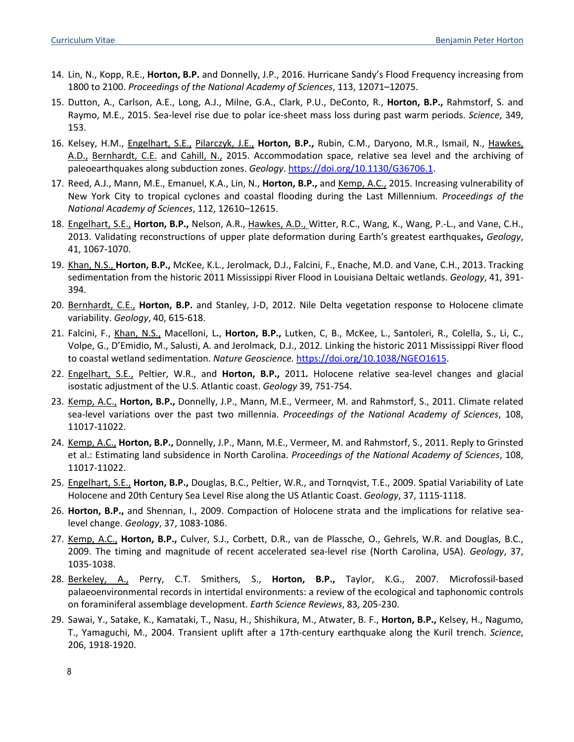14. Lin, N., Kopp, R.E., **Horton, B.P.** and Donnelly, J.P., 2016. Hurricane Sandy's Flood Frequency increasing from 1800 to 2100. *Proceedings of the National Academy of Sciences*, 113, 12071–12075.
15. Dutton, A., Carlson, A.E., Long, A.J., Milne, G.A., Clark, P.U., DeConto, R., **Horton, B.P.,** Rahmstorf, S. and Raymo, M.E., 2015. Sea-level rise due to polar ice-sheet mass loss during past warm periods. *Science*, 349, 153.
16. Kelsey, H.M., Engelhart, S.E., Pilarczyk, J.E., **Horton, B.P.,** Rubin, C.M., Daryono, M.R., Ismail, N., Hawkes, A.D., Bernhardt, C.E. and Cahill, N., 2015. Accommodation space, relative sea level and the archiving of paleoearthquakes along subduction zones. *Geology*. https://doi.org/10.1130/G36706.1.
17. Reed, A.J., Mann, M.E., Emanuel, K.A., Lin, N., **Horton, B.P.,** and Kemp, A.C., 2015. Increasing vulnerability of New York City to tropical cyclones and coastal flooding during the Last Millennium. *Proceedings of the National Academy of Sciences*, 112, 12610–12615.
18. Engelhart, S.E., **Horton, B.P.,** Nelson, A.R., Hawkes, A.D., Witter, R.C., Wang, K., Wang, P.-L., and Vane, C.H., 2013. Validating reconstructions of upper plate deformation during Earth's greatest earthquakes**,** *Geology*, 41, 1067-1070.
19. Khan, N.S., **Horton, B.P.,** McKee, K.L., Jerolmack, D.J., Falcini, F., Enache, M.D. and Vane, C.H., 2013. Tracking sedimentation from the historic 2011 Mississippi River Flood in Louisiana Deltaic wetlands. *Geology*, 41, 391-394.
20. Bernhardt, C.E., **Horton, B.P.** and Stanley, J-D, 2012. Nile Delta vegetation response to Holocene climate variability. *Geology*, 40, 615-618.
21. Falcini, F., Khan, N.S., Macelloni, L**.**, **Horton, B.P.,** Lutken, C, B., McKee, L., Santoleri, R., Colella, S., Li, C., Volpe, G., D'Emidio, M., Salusti, A. and Jerolmack, D.J., 2012. Linking the historic 2011 Mississippi River flood to coastal wetland sedimentation. *Nature Geoscience.* https://doi.org/10.1038/NGEO1615.
22. Engelhart, S.E., Peltier, W.R., and **Horton, B.P.,** 2011**.** Holocene relative sea-level changes and glacial isostatic adjustment of the U.S. Atlantic coast. *Geology* 39, 751-754.
23. Kemp, A.C., **Horton, B.P.,** Donnelly, J.P., Mann, M.E., Vermeer, M. and Rahmstorf, S., 2011. Climate related sea-level variations over the past two millennia. *Proceedings of the National Academy of Sciences*, 108, 11017-11022.
24. Kemp, A.C., **Horton, B.P.,** Donnelly, J.P., Mann, M.E., Vermeer, M. and Rahmstorf, S., 2011. Reply to Grinsted et al.: Estimating land subsidence in North Carolina. *Proceedings of the National Academy of Sciences*, 108, 11017-11022.
25. Engelhart, S.E., **Horton, B.P.,** Douglas, B.C., Peltier, W.R., and Tornqvist, T.E., 2009. Spatial Variability of Late Holocene and 20th Century Sea Level Rise along the US Atlantic Coast. *Geology*, 37, 1115-1118.
26. **Horton, B.P.,** and Shennan, I., 2009. Compaction of Holocene strata and the implications for relative sea-level change. *Geology*, 37, 1083-1086.
27. Kemp, A.C., **Horton, B.P.,** Culver, S.J., Corbett, D.R., van de Plassche, O., Gehrels, W.R. and Douglas, B.C., 2009. The timing and magnitude of recent accelerated sea-level rise (North Carolina, USA). *Geology*, 37, 1035-1038.
28. Berkeley, A., Perry, C.T. Smithers, S., **Horton, B.P.,** Taylor, K.G., 2007. Microfossil-based palaeoenvironmental records in intertidal environments: a review of the ecological and taphonomic controls on foraminiferal assemblage development. *Earth Science Reviews*, 83, 205-230.
29. Sawai, Y., Satake, K., Kamataki, T., Nasu, H., Shishikura, M., Atwater, B. F., **Horton, B.P.,** Kelsey, H., Nagumo, T., Yamaguchi, M., 2004. Transient uplift after a 17th-century earthquake along the Kuril trench. *Science*, 206, 1918-1920.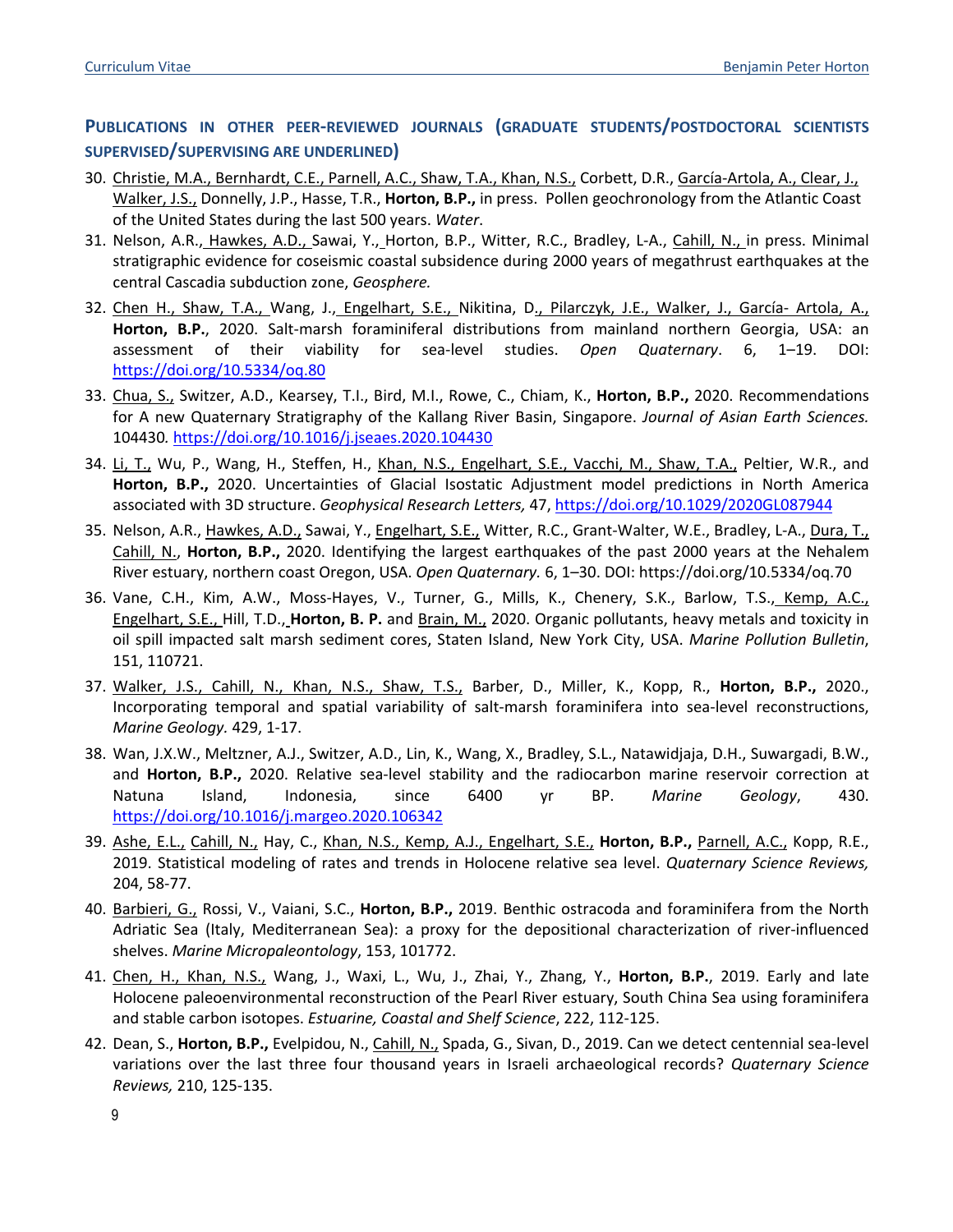## PUBLICATIONS IN OTHER PEER-REVIEWED JOURNALS (GRADUATE STUDENTS/POSTDOCTORAL SCIENTISTS SUPERVISED/SUPERVISING ARE UNDERLINED)

30. Christie, M.A., Bernhardt, C.E., Parnell, A.C., Shaw, T.A., Khan, N.S., Corbett, D.R., García-Artola, A., Clear, J., Walker, J.S., Donnelly, J.P., Hasse, T.R., **Horton, B.P.,** in press. Pollen geochronology from the Atlantic Coast of the United States during the last 500 years. *Water*.
31. Nelson, A.R., Hawkes, A.D., Sawai, Y., Horton, B.P., Witter, R.C., Bradley, L-A., Cahill, N., in press. Minimal stratigraphic evidence for coseismic coastal subsidence during 2000 years of megathrust earthquakes at the central Cascadia subduction zone, *Geosphere.*
32. Chen H., Shaw, T.A., Wang, J., Engelhart, S.E., Nikitina, D., Pilarczyk, J.E., Walker, J., García- Artola, A., **Horton, B.P.**, 2020. Salt-marsh foraminiferal distributions from mainland northern Georgia, USA: an assessment of their viability for sea-level studies. *Open Quaternary*. 6, 1–19. DOI: https://doi.org/10.5334/oq.80
33. Chua, S., Switzer, A.D., Kearsey, T.I., Bird, M.I., Rowe, C., Chiam, K., **Horton, B.P.,** 2020. Recommendations for A new Quaternary Stratigraphy of the Kallang River Basin, Singapore. *Journal of Asian Earth Sciences.* 104430. https://doi.org/10.1016/j.jseaes.2020.104430
34. Li, T., Wu, P., Wang, H., Steffen, H., Khan, N.S., Engelhart, S.E., Vacchi, M., Shaw, T.A., Peltier, W.R., and **Horton, B.P.,** 2020. Uncertainties of Glacial Isostatic Adjustment model predictions in North America associated with 3D structure. *Geophysical Research Letters,* 47, https://doi.org/10.1029/2020GL087944
35. Nelson, A.R., Hawkes, A.D., Sawai, Y., Engelhart, S.E., Witter, R.C., Grant-Walter, W.E., Bradley, L-A., Dura, T., Cahill, N., **Horton, B.P.,** 2020. Identifying the largest earthquakes of the past 2000 years at the Nehalem River estuary, northern coast Oregon, USA. *Open Quaternary.* 6, 1–30. DOI: https://doi.org/10.5334/oq.70
36. Vane, C.H., Kim, A.W., Moss-Hayes, V., Turner, G., Mills, K., Chenery, S.K., Barlow, T.S., Kemp, A.C., Engelhart, S.E., Hill, T.D., **Horton, B. P.** and Brain, M., 2020. Organic pollutants, heavy metals and toxicity in oil spill impacted salt marsh sediment cores, Staten Island, New York City, USA. *Marine Pollution Bulletin*, 151, 110721.
37. Walker, J.S., Cahill, N., Khan, N.S., Shaw, T.S., Barber, D., Miller, K., Kopp, R., **Horton, B.P.,** 2020., Incorporating temporal and spatial variability of salt-marsh foraminifera into sea-level reconstructions, *Marine Geology*. 429, 1-17.
38. Wan, J.X.W., Meltzner, A.J., Switzer, A.D., Lin, K., Wang, X., Bradley, S.L., Natawidjaja, D.H., Suwargadi, B.W., and **Horton, B.P.,** 2020. Relative sea-level stability and the radiocarbon marine reservoir correction at Natuna Island, Indonesia, since 6400 yr BP. *Marine Geology*, 430. https://doi.org/10.1016/j.margeo.2020.106342
39. Ashe, E.L., Cahill, N., Hay, C., Khan, N.S., Kemp, A.J., Engelhart, S.E., **Horton, B.P.,** Parnell, A.C., Kopp, R.E., 2019. Statistical modeling of rates and trends in Holocene relative sea level. *Quaternary Science Reviews,* 204, 58-77.
40. Barbieri, G., Rossi, V., Vaiani, S.C., **Horton, B.P.,** 2019. Benthic ostracoda and foraminifera from the North Adriatic Sea (Italy, Mediterranean Sea): a proxy for the depositional characterization of river-influenced shelves. *Marine Micropaleontology*, 153, 101772.
41. Chen, H., Khan, N.S., Wang, J., Waxi, L., Wu, J., Zhai, Y., Zhang, Y., **Horton, B.P.**, 2019. Early and late Holocene paleoenvironmental reconstruction of the Pearl River estuary, South China Sea using foraminifera and stable carbon isotopes. *Estuarine, Coastal and Shelf Science*, 222, 112-125.
42. Dean, S., **Horton, B.P.,** Evelpidou, N., Cahill, N., Spada, G., Sivan, D., 2019. Can we detect centennial sea-level variations over the last three four thousand years in Israeli archaeological records? *Quaternary Science Reviews,* 210, 125-135.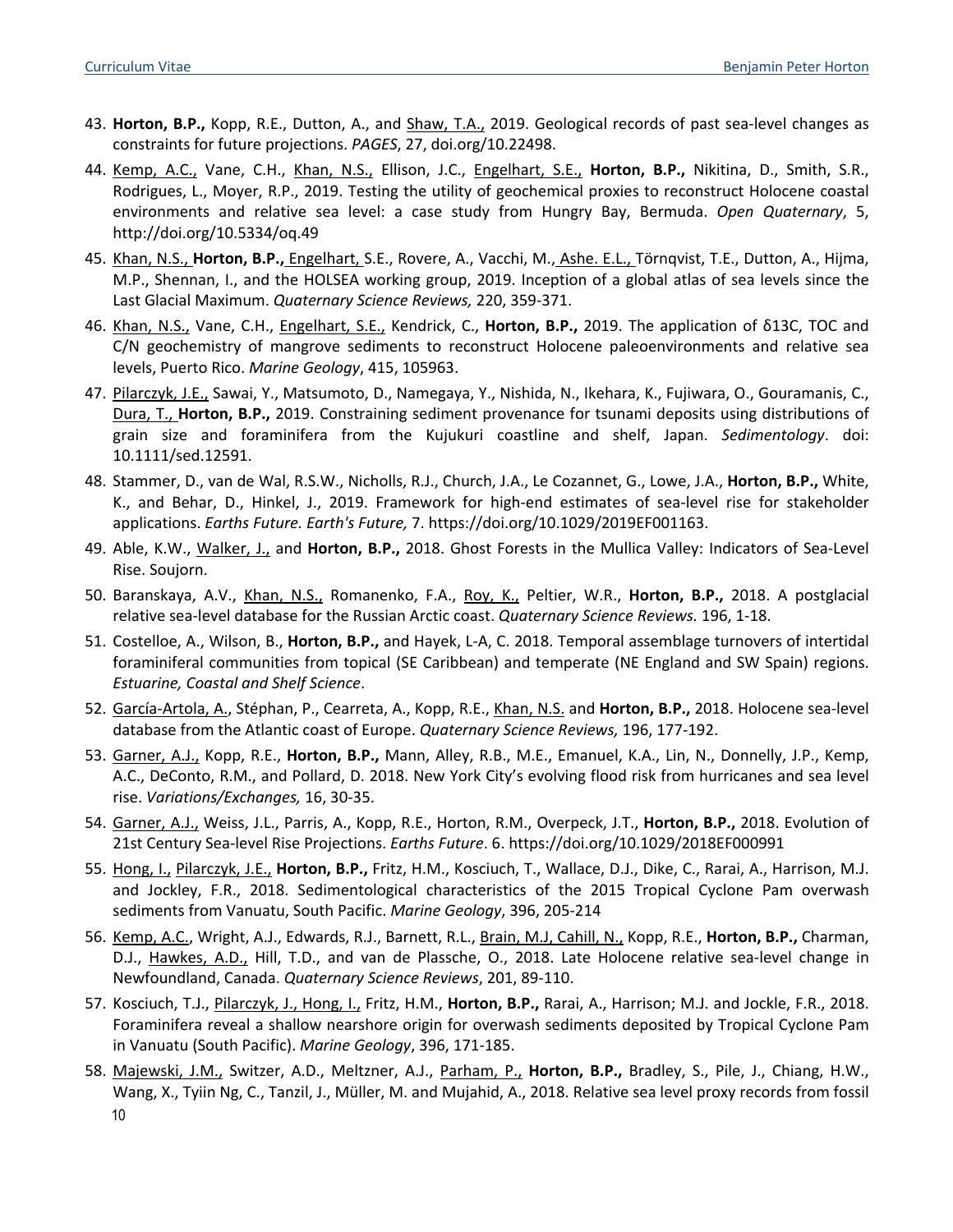43. **Horton, B.P.,** Kopp, R.E., Dutton, A., and Shaw, T.A., 2019. Geological records of past sea-level changes as constraints for future projections. *PAGES*, 27, doi.org/10.22498.
44. Kemp, A.C., Vane, C.H., Khan, N.S., Ellison, J.C., Engelhart, S.E., **Horton, B.P.,** Nikitina, D., Smith, S.R., Rodrigues, L., Moyer, R.P., 2019. Testing the utility of geochemical proxies to reconstruct Holocene coastal environments and relative sea level: a case study from Hungry Bay, Bermuda. *Open Quaternary*, 5, http://doi.org/10.5334/oq.49
45. Khan, N.S., **Horton, B.P.,** Engelhart, S.E., Rovere, A., Vacchi, M., Ashe. E.L., Törnqvist, T.E., Dutton, A., Hijma, M.P., Shennan, I., and the HOLSEA working group, 2019. Inception of a global atlas of sea levels since the Last Glacial Maximum. *Quaternary Science Reviews,* 220, 359-371.
46. Khan, N.S., Vane, C.H., Engelhart, S.E., Kendrick, C., **Horton, B.P.,** 2019. The application of δ13C, TOC and C/N geochemistry of mangrove sediments to reconstruct Holocene paleoenvironments and relative sea levels, Puerto Rico. *Marine Geology*, 415, 105963.
47. Pilarczyk, J.E., Sawai, Y., Matsumoto, D., Namegaya, Y., Nishida, N., Ikehara, K., Fujiwara, O., Gouramanis, C., Dura, T., **Horton, B.P.,** 2019. Constraining sediment provenance for tsunami deposits using distributions of grain size and foraminifera from the Kujukuri coastline and shelf, Japan. *Sedimentology*. doi: 10.1111/sed.12591.
48. Stammer, D., van de Wal, R.S.W., Nicholls, R.J., Church, J.A., Le Cozannet, G., Lowe, J.A., **Horton, B.P.,** White, K., and Behar, D., Hinkel, J., 2019. Framework for high-end estimates of sea-level rise for stakeholder applications. *Earths Future. Earth's Future,* 7. https://doi.org/10.1029/2019EF001163.
49. Able, K.W., Walker, J., and **Horton, B.P.,** 2018. Ghost Forests in the Mullica Valley: Indicators of Sea-Level Rise. Soujorn.
50. Baranskaya, A.V., Khan, N.S., Romanenko, F.A., Roy, K., Peltier, W.R., **Horton, B.P.,** 2018. A postglacial relative sea-level database for the Russian Arctic coast. *Quaternary Science Reviews.* 196, 1-18.
51. Costelloe, A., Wilson, B., **Horton, B.P.,** and Hayek, L-A, C. 2018. Temporal assemblage turnovers of intertidal foraminiferal communities from topical (SE Caribbean) and temperate (NE England and SW Spain) regions. *Estuarine, Coastal and Shelf Science*.
52. García-Artola, A., Stéphan, P., Cearreta, A., Kopp, R.E., Khan, N.S. and **Horton, B.P.,** 2018. Holocene sea-level database from the Atlantic coast of Europe. *Quaternary Science Reviews,* 196, 177-192.
53. Garner, A.J., Kopp, R.E., **Horton, B.P.,** Mann, Alley, R.B., M.E., Emanuel, K.A., Lin, N., Donnelly, J.P., Kemp, A.C., DeConto, R.M., and Pollard, D. 2018. New York City's evolving flood risk from hurricanes and sea level rise. *Variations/Exchanges,* 16, 30-35.
54. Garner, A.J., Weiss, J.L., Parris, A., Kopp, R.E., Horton, R.M., Overpeck, J.T., **Horton, B.P.,** 2018. Evolution of 21st Century Sea-level Rise Projections. *Earths Future*. 6. https://doi.org/10.1029/2018EF000991
55. Hong, I., Pilarczyk, J.E., **Horton, B.P.,** Fritz, H.M., Kosciuch, T., Wallace, D.J., Dike, C., Rarai, A., Harrison, M.J. and Jockley, F.R., 2018. Sedimentological characteristics of the 2015 Tropical Cyclone Pam overwash sediments from Vanuatu, South Pacific. *Marine Geology*, 396, 205-214
56. Kemp, A.C., Wright, A.J., Edwards, R.J., Barnett, R.L., Brain, M.J, Cahill, N., Kopp, R.E., **Horton, B.P.,** Charman, D.J., Hawkes, A.D., Hill, T.D., and van de Plassche, O., 2018. Late Holocene relative sea-level change in Newfoundland, Canada. *Quaternary Science Reviews*, 201, 89-110.
57. Kosciuch, T.J., Pilarczyk, J., Hong, I., Fritz, H.M., **Horton, B.P.,** Rarai, A., Harrison; M.J. and Jockle, F.R., 2018. Foraminifera reveal a shallow nearshore origin for overwash sediments deposited by Tropical Cyclone Pam in Vanuatu (South Pacific). *Marine Geology*, 396, 171-185.
58. Majewski, J.M., Switzer, A.D., Meltzner, A.J., Parham, P., **Horton, B.P.,** Bradley, S., Pile, J., Chiang, H.W., Wang, X., Tyiin Ng, C., Tanzil, J., Müller, M. and Mujahid, A., 2018. Relative sea level proxy records from fossil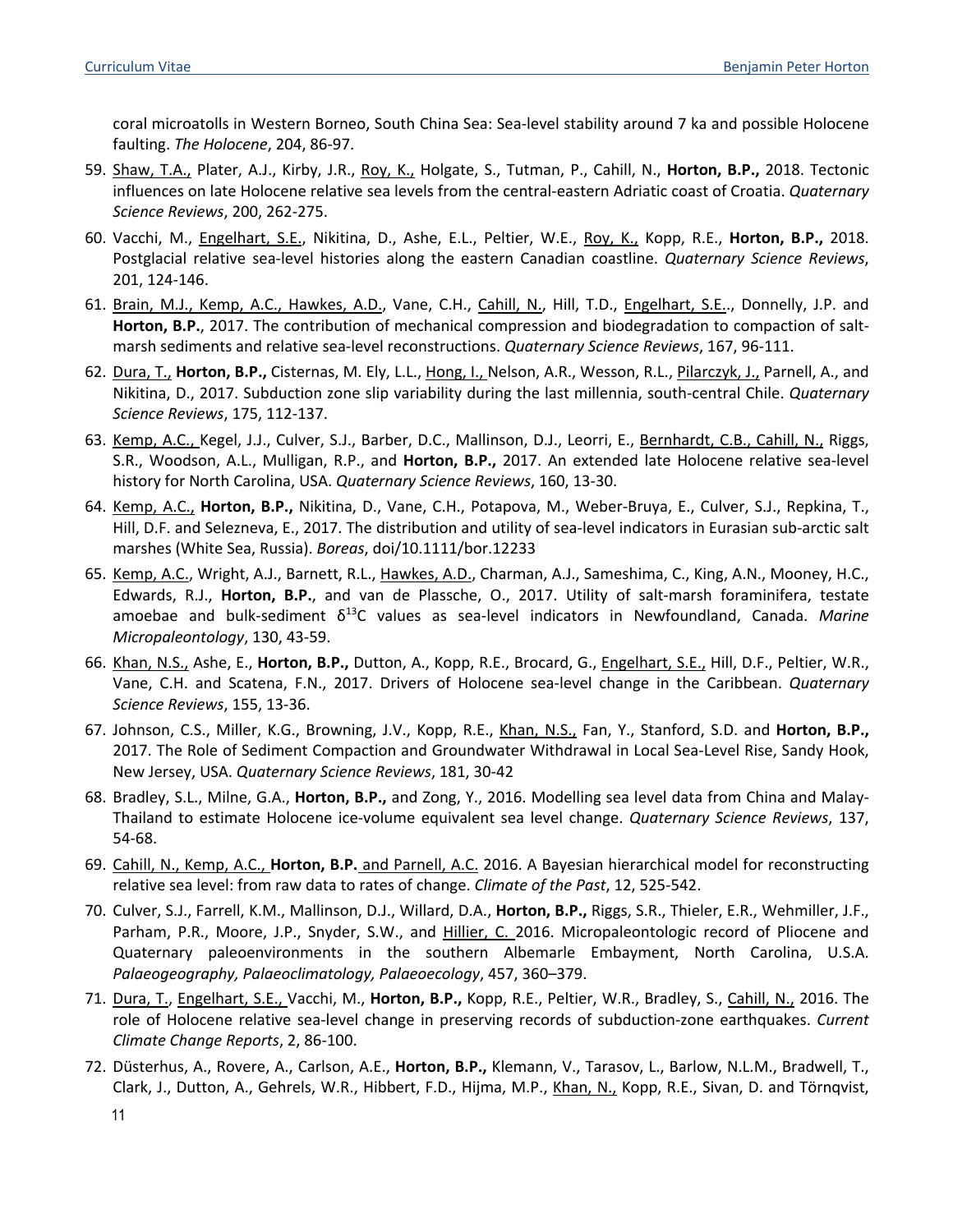coral microatolls in Western Borneo, South China Sea: Sea-level stability around 7 ka and possible Holocene faulting. *The Holocene*, 204, 86-97.

59. Shaw, T.A., Plater, A.J., Kirby, J.R., Roy, K., Holgate, S., Tutman, P., Cahill, N., **Horton, B.P.,** 2018. Tectonic influences on late Holocene relative sea levels from the central-eastern Adriatic coast of Croatia. *Quaternary Science Reviews*, 200, 262-275.
60. Vacchi, M., Engelhart, S.E., Nikitina, D., Ashe, E.L., Peltier, W.E., Roy, K., Kopp, R.E., **Horton, B.P.,** 2018. Postglacial relative sea-level histories along the eastern Canadian coastline. *Quaternary Science Reviews*, 201, 124-146.
61. Brain, M.J., Kemp, A.C., Hawkes, A.D., Vane, C.H., Cahill, N., Hill, T.D., Engelhart, S.E.., Donnelly, J.P. and **Horton, B.P.**, 2017. The contribution of mechanical compression and biodegradation to compaction of salt-marsh sediments and relative sea-level reconstructions. *Quaternary Science Reviews*, 167, 96-111.
62. Dura, T., **Horton, B.P.,** Cisternas, M. Ely, L.L., Hong, I., Nelson, A.R., Wesson, R.L., Pilarczyk, J., Parnell, A., and Nikitina, D., 2017. Subduction zone slip variability during the last millennia, south-central Chile. *Quaternary Science Reviews*, 175, 112-137.
63. Kemp, A.C., Kegel, J.J., Culver, S.J., Barber, D.C., Mallinson, D.J., Leorri, E., Bernhardt, C.B., Cahill, N., Riggs, S.R., Woodson, A.L., Mulligan, R.P., and **Horton, B.P.,** 2017. An extended late Holocene relative sea-level history for North Carolina, USA. *Quaternary Science Reviews*, 160, 13-30.
64. Kemp, A.C., **Horton, B.P.,** Nikitina, D., Vane, C.H., Potapova, M., Weber-Bruya, E., Culver, S.J., Repkina, T., Hill, D.F. and Selezneva, E., 2017. The distribution and utility of sea-level indicators in Eurasian sub-arctic salt marshes (White Sea, Russia). *Boreas*, doi/10.1111/bor.12233
65. Kemp, A.C., Wright, A.J., Barnett, R.L., Hawkes, A.D., Charman, A.J., Sameshima, C., King, A.N., Mooney, H.C., Edwards, R.J., **Horton, B.P.**, and van de Plassche, O., 2017. Utility of salt-marsh foraminifera, testate amoebae and bulk-sediment $\delta^{13}C$ values as sea-level indicators in Newfoundland, Canada. *Marine Micropaleontology*, 130, 43-59.
66. Khan, N.S., Ashe, E., **Horton, B.P.,** Dutton, A., Kopp, R.E., Brocard, G., Engelhart, S.E., Hill, D.F., Peltier, W.R., Vane, C.H. and Scatena, F.N., 2017. Drivers of Holocene sea-level change in the Caribbean. *Quaternary Science Reviews*, 155, 13-36.
67. Johnson, C.S., Miller, K.G., Browning, J.V., Kopp, R.E., Khan, N.S., Fan, Y., Stanford, S.D. and **Horton, B.P.,** 2017. The Role of Sediment Compaction and Groundwater Withdrawal in Local Sea-Level Rise, Sandy Hook, New Jersey, USA. *Quaternary Science Reviews*, 181, 30-42
68. Bradley, S.L., Milne, G.A., **Horton, B.P.,** and Zong, Y., 2016. Modelling sea level data from China and Malay-Thailand to estimate Holocene ice-volume equivalent sea level change. *Quaternary Science Reviews*, 137, 54-68.
69. Cahill, N., Kemp, A.C., **Horton, B.P.** and Parnell, A.C. 2016. A Bayesian hierarchical model for reconstructing relative sea level: from raw data to rates of change. *Climate of the Past*, 12, 525-542.
70. Culver, S.J., Farrell, K.M., Mallinson, D.J., Willard, D.A., **Horton, B.P.,** Riggs, S.R., Thieler, E.R., Wehmiller, J.F., Parham, P.R., Moore, J.P., Snyder, S.W., and Hillier, C. 2016. Micropaleontologic record of Pliocene and Quaternary paleoenvironments in the southern Albemarle Embayment, North Carolina, U.S.A. *Palaeogeography, Palaeoclimatology, Palaeoecology*, 457, 360–379.
71. Dura, T., Engelhart, S.E., Vacchi, M., **Horton, B.P.,** Kopp, R.E., Peltier, W.R., Bradley, S., Cahill, N., 2016. The role of Holocene relative sea-level change in preserving records of subduction-zone earthquakes. *Current Climate Change Reports*, 2, 86-100.
72. Düsterhus, A., Rovere, A., Carlson, A.E., **Horton, B.P.,** Klemann, V., Tarasov, L., Barlow, N.L.M., Bradwell, T., Clark, J., Dutton, A., Gehrels, W.R., Hibbert, F.D., Hijma, M.P., Khan, N., Kopp, R.E., Sivan, D. and Törnqvist,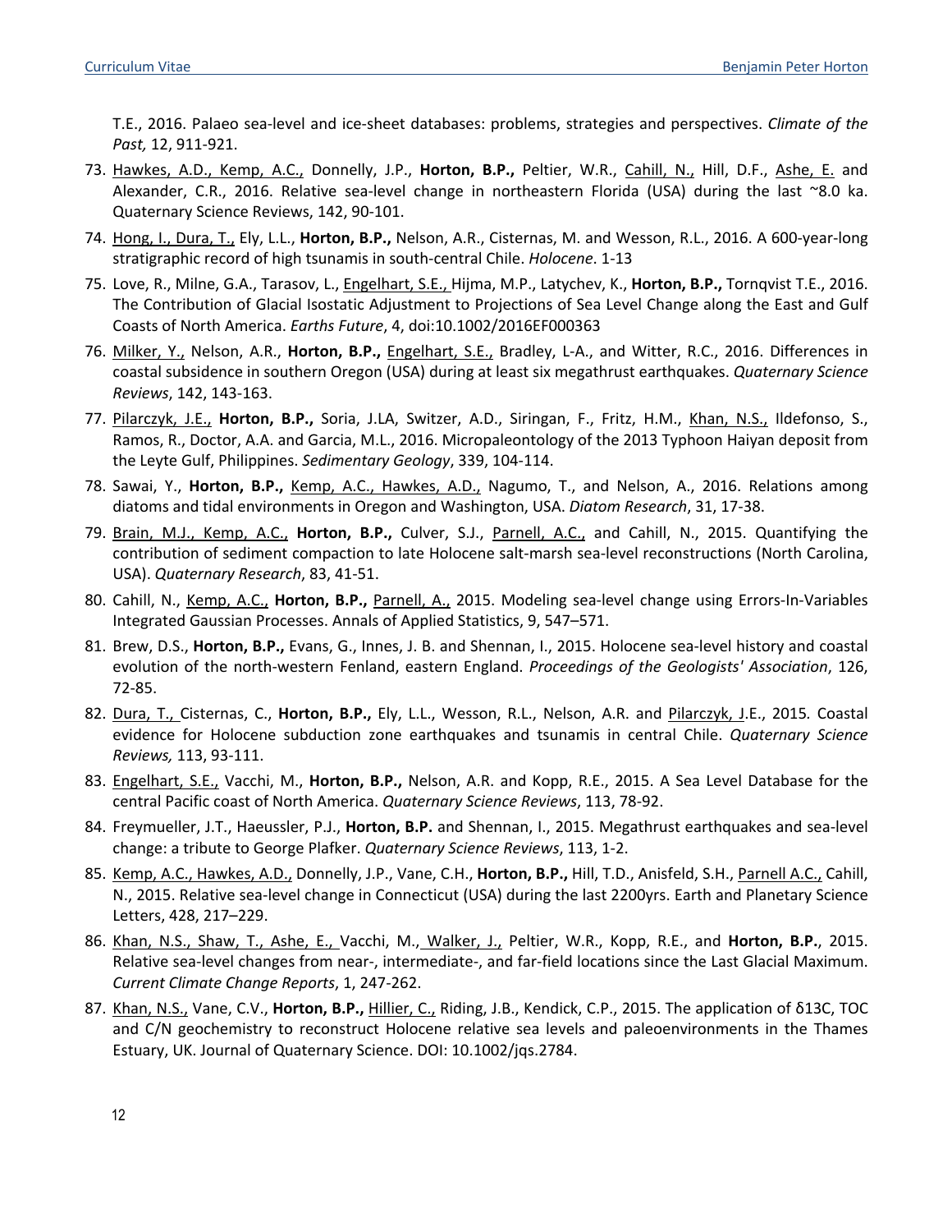T.E., 2016. Palaeo sea-level and ice-sheet databases: problems, strategies and perspectives. *Climate of the Past,* 12, 911-921.

73. Hawkes, A.D., Kemp, A.C., Donnelly, J.P., **Horton, B.P.,** Peltier, W.R., Cahill, N., Hill, D.F., Ashe, E. and Alexander, C.R., 2016. Relative sea-level change in northeastern Florida (USA) during the last ~8.0 ka. Quaternary Science Reviews, 142, 90-101.
74. Hong, I., Dura, T., Ely, L.L., **Horton, B.P.,** Nelson, A.R., Cisternas, M. and Wesson, R.L., 2016. A 600-year-long stratigraphic record of high tsunamis in south-central Chile. *Holocene*. 1-13
75. Love, R., Milne, G.A., Tarasov, L., Engelhart, S.E., Hijma, M.P., Latychev, K., **Horton, B.P.,** Tornqvist T.E., 2016. The Contribution of Glacial Isostatic Adjustment to Projections of Sea Level Change along the East and Gulf Coasts of North America. *Earths Future*, 4, doi:10.1002/2016EF000363
76. Milker, Y., Nelson, A.R., **Horton, B.P.,** Engelhart, S.E., Bradley, L-A., and Witter, R.C., 2016. Differences in coastal subsidence in southern Oregon (USA) during at least six megathrust earthquakes. *Quaternary Science Reviews*, 142, 143-163.
77. Pilarczyk, J.E., **Horton, B.P.,** Soria, J.LA, Switzer, A.D., Siringan, F., Fritz, H.M., Khan, N.S., Ildefonso, S., Ramos, R., Doctor, A.A. and Garcia, M.L., 2016. Micropaleontology of the 2013 Typhoon Haiyan deposit from the Leyte Gulf, Philippines. *Sedimentary Geology*, 339, 104-114.
78. Sawai, Y., **Horton, B.P.,** Kemp, A.C., Hawkes, A.D., Nagumo, T., and Nelson, A., 2016. Relations among diatoms and tidal environments in Oregon and Washington, USA. *Diatom Research*, 31, 17-38.
79. Brain, M.J., Kemp, A.C., **Horton, B.P.,** Culver, S.J., Parnell, A.C., and Cahill, N., 2015. Quantifying the contribution of sediment compaction to late Holocene salt-marsh sea-level reconstructions (North Carolina, USA). *Quaternary Research*, 83, 41-51.
80. Cahill, N., Kemp, A.C., **Horton, B.P.,** Parnell, A., 2015. Modeling sea-level change using Errors-In-Variables Integrated Gaussian Processes. Annals of Applied Statistics, 9, 547–571.
81. Brew, D.S., **Horton, B.P.,** Evans, G., Innes, J. B. and Shennan, I., 2015. Holocene sea-level history and coastal evolution of the north-western Fenland, eastern England. *Proceedings of the Geologists' Association*, 126, 72-85.
82. Dura, T., Cisternas, C., **Horton, B.P.,** Ely, L.L., Wesson, R.L., Nelson, A.R. and Pilarczyk, J.E., 2015. Coastal evidence for Holocene subduction zone earthquakes and tsunamis in central Chile. *Quaternary Science Reviews,* 113, 93-111.
83. Engelhart, S.E., Vacchi, M., **Horton, B.P.,** Nelson, A.R. and Kopp, R.E., 2015. A Sea Level Database for the central Pacific coast of North America. *Quaternary Science Reviews*, 113, 78-92.
84. Freymueller, J.T., Haeussler, P.J., **Horton, B.P.** and Shennan, I., 2015. Megathrust earthquakes and sea-level change: a tribute to George Plafker. *Quaternary Science Reviews*, 113, 1-2.
85. Kemp, A.C., Hawkes, A.D., Donnelly, J.P., Vane, C.H., **Horton, B.P.,** Hill, T.D., Anisfeld, S.H., Parnell A.C., Cahill, N., 2015. Relative sea-level change in Connecticut (USA) during the last 2200yrs. Earth and Planetary Science Letters, 428, 217–229.
86. Khan, N.S., Shaw, T., Ashe, E., Vacchi, M., Walker, J., Peltier, W.R., Kopp, R.E., and **Horton, B.P.**, 2015. Relative sea-level changes from near-, intermediate-, and far-field locations since the Last Glacial Maximum. *Current Climate Change Reports*, 1, 247-262.
87. Khan, N.S., Vane, C.V., **Horton, B.P.,** Hillier, C., Riding, J.B., Kendick, C.P., 2015. The application of δ13C, TOC and C/N geochemistry to reconstruct Holocene relative sea levels and paleoenvironments in the Thames Estuary, UK. Journal of Quaternary Science. DOI: 10.1002/jqs.2784.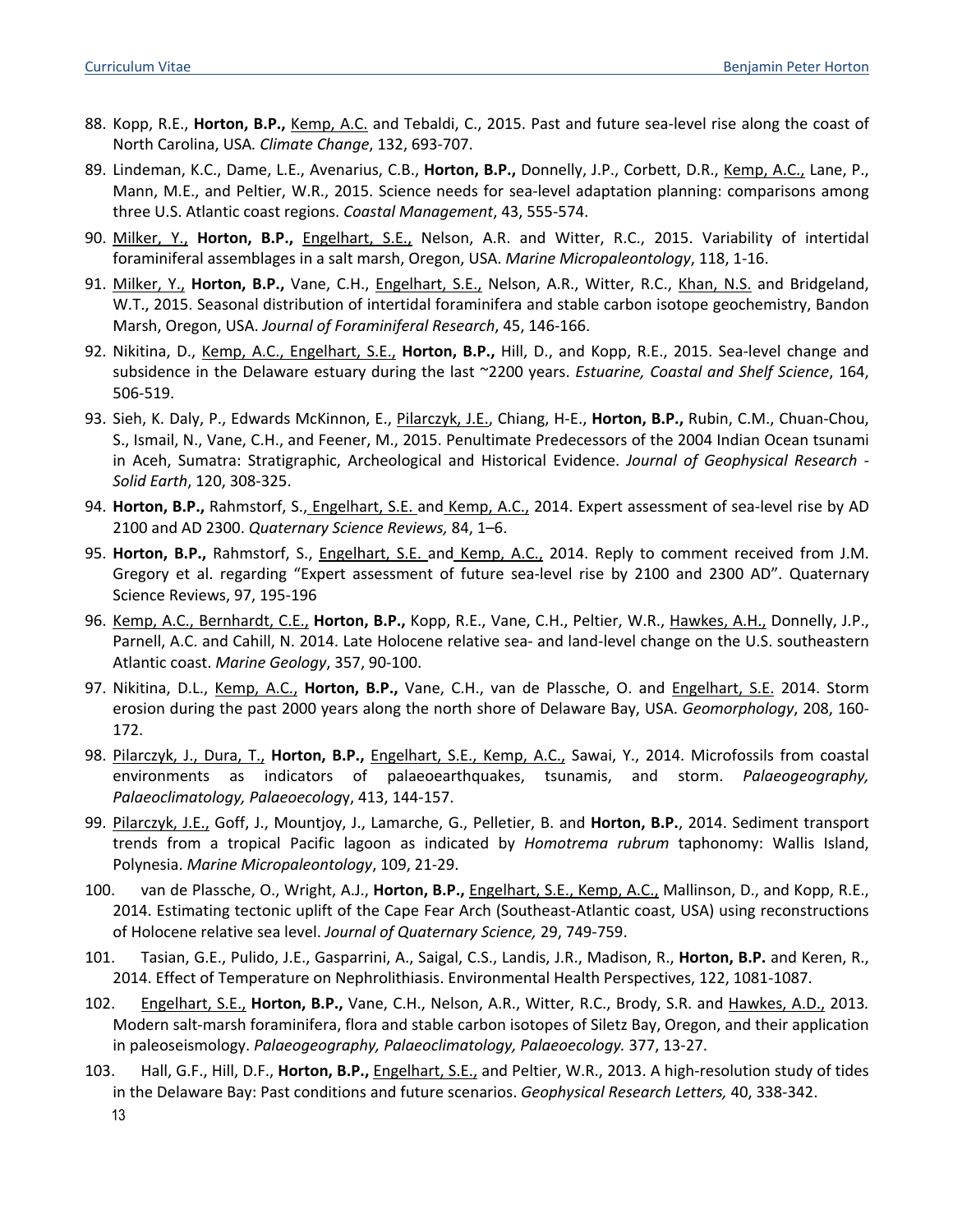88. Kopp, R.E., **Horton, B.P.,** Kemp, A.C. and Tebaldi, C., 2015. Past and future sea-level rise along the coast of North Carolina, USA*. Climate Change*, 132, 693-707.

89. Lindeman, K.C., Dame, L.E., Avenarius, C.B., **Horton, B.P.,** Donnelly, J.P., Corbett, D.R., Kemp, A.C., Lane, P., Mann, M.E., and Peltier, W.R., 2015. Science needs for sea-level adaptation planning: comparisons among three U.S. Atlantic coast regions. *Coastal Management*, 43, 555-574.

90. Milker, Y., **Horton, B.P.,** Engelhart, S.E., Nelson, A.R. and Witter, R.C., 2015. Variability of intertidal foraminiferal assemblages in a salt marsh, Oregon, USA. *Marine Micropaleontology*, 118, 1-16.

91. Milker, Y., **Horton, B.P.,** Vane, C.H., Engelhart, S.E., Nelson, A.R., Witter, R.C., Khan, N.S. and Bridgeland, W.T., 2015. Seasonal distribution of intertidal foraminifera and stable carbon isotope geochemistry, Bandon Marsh, Oregon, USA. *Journal of Foraminiferal Research*, 45, 146-166.

92. Nikitina, D., Kemp, A.C., Engelhart, S.E., **Horton, B.P.,** Hill, D., and Kopp, R.E., 2015. Sea-level change and subsidence in the Delaware estuary during the last ~2200 years. *Estuarine, Coastal and Shelf Science*, 164, 506-519.

93. Sieh, K. Daly, P., Edwards McKinnon, E., Pilarczyk, J.E., Chiang, H-E., **Horton, B.P.,** Rubin, C.M., Chuan-Chou, S., Ismail, N., Vane, C.H., and Feener, M., 2015. Penultimate Predecessors of the 2004 Indian Ocean tsunami in Aceh, Sumatra: Stratigraphic, Archeological and Historical Evidence. *Journal of Geophysical Research - Solid Earth*, 120, 308-325.

94. **Horton, B.P.,** Rahmstorf, S., Engelhart, S.E. and Kemp, A.C., 2014. Expert assessment of sea-level rise by AD 2100 and AD 2300. *Quaternary Science Reviews,* 84, 1–6.

95. **Horton, B.P.,** Rahmstorf, S., Engelhart, S.E. and Kemp, A.C., 2014. Reply to comment received from J.M. Gregory et al. regarding "Expert assessment of future sea-level rise by 2100 and 2300 AD". Quaternary Science Reviews, 97, 195-196

96. Kemp, A.C., Bernhardt, C.E., **Horton, B.P.,** Kopp, R.E., Vane, C.H., Peltier, W.R., Hawkes, A.H., Donnelly, J.P., Parnell, A.C. and Cahill, N. 2014. Late Holocene relative sea- and land-level change on the U.S. southeastern Atlantic coast. *Marine Geology*, 357, 90-100.

97. Nikitina, D.L., Kemp, A.C., **Horton, B.P.,** Vane, C.H., van de Plassche, O. and Engelhart, S.E. 2014. Storm erosion during the past 2000 years along the north shore of Delaware Bay, USA. *Geomorphology*, 208, 160-172.

98. Pilarczyk, J., Dura, T., **Horton, B.P.,** Engelhart, S.E., Kemp, A.C., Sawai, Y., 2014. Microfossils from coastal environments as indicators of palaeoearthquakes, tsunamis, and storm. *Palaeogeography, Palaeoclimatology, Palaeoecolog*y, 413, 144-157.

99. Pilarczyk, J.E., Goff, J., Mountjoy, J., Lamarche, G., Pelletier, B. and **Horton, B.P.**, 2014. Sediment transport trends from a tropical Pacific lagoon as indicated by *Homotrema rubrum* taphonomy: Wallis Island, Polynesia. *Marine Micropaleontology*, 109, 21-29.

100. van de Plassche, O., Wright, A.J., **Horton, B.P.,** Engelhart, S.E., Kemp, A.C., Mallinson, D., and Kopp, R.E., 2014. Estimating tectonic uplift of the Cape Fear Arch (Southeast-Atlantic coast, USA) using reconstructions of Holocene relative sea level. *Journal of Quaternary Science,* 29, 749-759.

101. Tasian, G.E., Pulido, J.E., Gasparrini, A., Saigal, C.S., Landis, J.R., Madison, R., **Horton, B.P.** and Keren, R., 2014. Effect of Temperature on Nephrolithiasis. Environmental Health Perspectives, 122, 1081-1087.

102. Engelhart, S.E., **Horton, B.P.,** Vane, C.H., Nelson, A.R., Witter, R.C., Brody, S.R. and Hawkes, A.D., 2013*.* Modern salt-marsh foraminifera, flora and stable carbon isotopes of Siletz Bay, Oregon, and their application in paleoseismology. *Palaeogeography, Palaeoclimatology, Palaeoecology.* 377, 13-27.

103. Hall, G.F., Hill, D.F., **Horton, B.P.,** Engelhart, S.E., and Peltier, W.R., 2013. A high-resolution study of tides in the Delaware Bay: Past conditions and future scenarios. *Geophysical Research Letters,* 40, 338-342.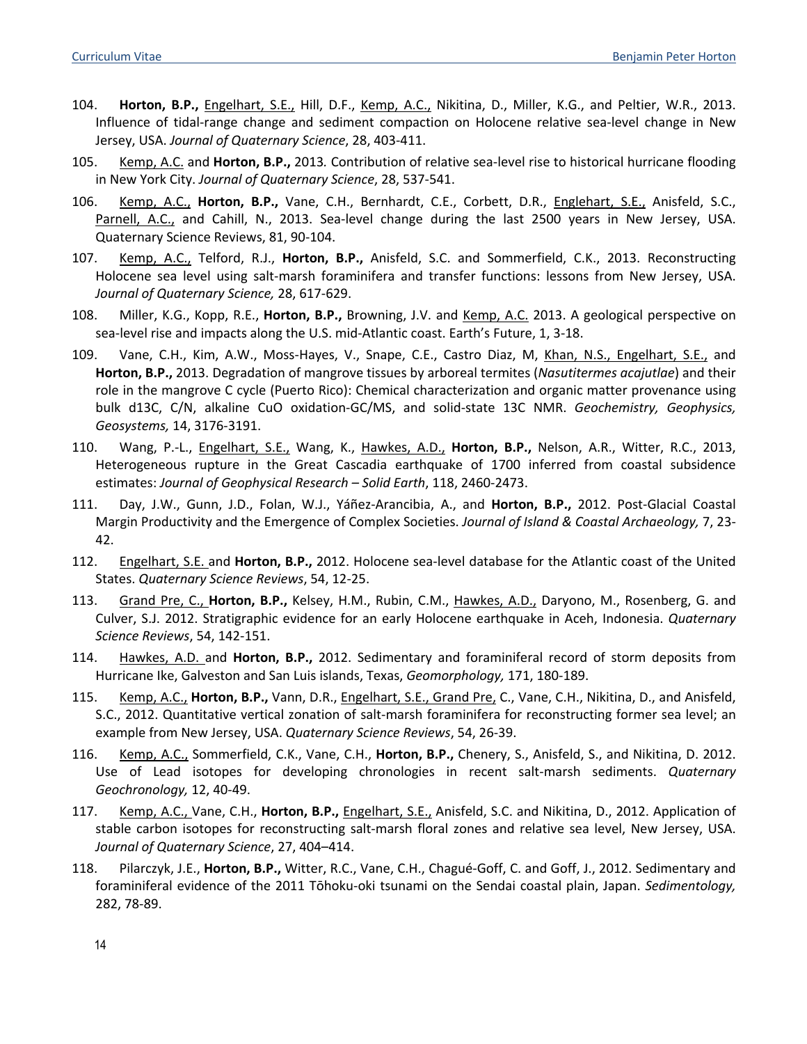104. **Horton, B.P.,** Engelhart, S.E., Hill, D.F., Kemp, A.C., Nikitina, D., Miller, K.G., and Peltier, W.R., 2013. Influence of tidal-range change and sediment compaction on Holocene relative sea-level change in New Jersey, USA. *Journal of Quaternary Science*, 28, 403-411.

105. Kemp, A.C. and **Horton, B.P.,** 2013. Contribution of relative sea-level rise to historical hurricane flooding in New York City. *Journal of Quaternary Science*, 28, 537-541.

106. Kemp, A.C., **Horton, B.P.,** Vane, C.H., Bernhardt, C.E., Corbett, D.R., Englehart, S.E., Anisfeld, S.C., Parnell, A.C., and Cahill, N., 2013. Sea-level change during the last 2500 years in New Jersey, USA. Quaternary Science Reviews, 81, 90-104.

107. Kemp, A.C., Telford, R.J., **Horton, B.P.,** Anisfeld, S.C. and Sommerfield, C.K., 2013. Reconstructing Holocene sea level using salt-marsh foraminifera and transfer functions: lessons from New Jersey, USA. *Journal of Quaternary Science,* 28, 617-629.

108. Miller, K.G., Kopp, R.E., **Horton, B.P.,** Browning, J.V. and Kemp, A.C. 2013. A geological perspective on sea-level rise and impacts along the U.S. mid-Atlantic coast. Earth's Future, 1, 3-18.

109. Vane, C.H., Kim, A.W., Moss-Hayes, V., Snape, C.E., Castro Diaz, M, Khan, N.S., Engelhart, S.E., and **Horton, B.P.,** 2013. Degradation of mangrove tissues by arboreal termites (*Nasutitermes acajutlae*) and their role in the mangrove C cycle (Puerto Rico): Chemical characterization and organic matter provenance using bulk d13C, C/N, alkaline CuO oxidation-GC/MS, and solid-state 13C NMR. *Geochemistry, Geophysics, Geosystems,* 14, 3176-3191.

110. Wang, P.-L., Engelhart, S.E., Wang, K., Hawkes, A.D., **Horton, B.P.,** Nelson, A.R., Witter, R.C., 2013, Heterogeneous rupture in the Great Cascadia earthquake of 1700 inferred from coastal subsidence estimates: *Journal of Geophysical Research – Solid Earth*, 118, 2460-2473.

111. Day, J.W., Gunn, J.D., Folan, W.J., Yáñez-Arancibia, A., and **Horton, B.P.,** 2012. Post-Glacial Coastal Margin Productivity and the Emergence of Complex Societies. *Journal of Island & Coastal Archaeology,* 7, 23-42.

112. Engelhart, S.E. and **Horton, B.P.,** 2012. Holocene sea-level database for the Atlantic coast of the United States. *Quaternary Science Reviews*, 54, 12-25.

113. Grand Pre, C., **Horton, B.P.,** Kelsey, H.M., Rubin, C.M., Hawkes, A.D., Daryono, M., Rosenberg, G. and Culver, S.J. 2012. Stratigraphic evidence for an early Holocene earthquake in Aceh, Indonesia. *Quaternary Science Reviews*, 54, 142-151.

114. Hawkes, A.D. and **Horton, B.P.,** 2012. Sedimentary and foraminiferal record of storm deposits from Hurricane Ike, Galveston and San Luis islands, Texas, *Geomorphology,* 171, 180-189.

115. Kemp, A.C., **Horton, B.P.,** Vann, D.R., Engelhart, S.E., Grand Pre, C., Vane, C.H., Nikitina, D., and Anisfeld, S.C., 2012. Quantitative vertical zonation of salt-marsh foraminifera for reconstructing former sea level; an example from New Jersey, USA. *Quaternary Science Reviews*, 54, 26-39.

116. Kemp, A.C., Sommerfield, C.K., Vane, C.H., **Horton, B.P.,** Chenery, S., Anisfeld, S., and Nikitina, D. 2012. Use of Lead isotopes for developing chronologies in recent salt-marsh sediments. *Quaternary Geochronology,* 12, 40-49.

117. Kemp, A.C., Vane, C.H., **Horton, B.P.,** Engelhart, S.E., Anisfeld, S.C. and Nikitina, D., 2012. Application of stable carbon isotopes for reconstructing salt-marsh floral zones and relative sea level, New Jersey, USA. *Journal of Quaternary Science*, 27, 404–414.

118. Pilarczyk, J.E., **Horton, B.P.,** Witter, R.C., Vane, C.H., Chagué-Goff, C. and Goff, J., 2012. Sedimentary and foraminiferal evidence of the 2011 Tōhoku-oki tsunami on the Sendai coastal plain, Japan. *Sedimentology,* 282, 78-89.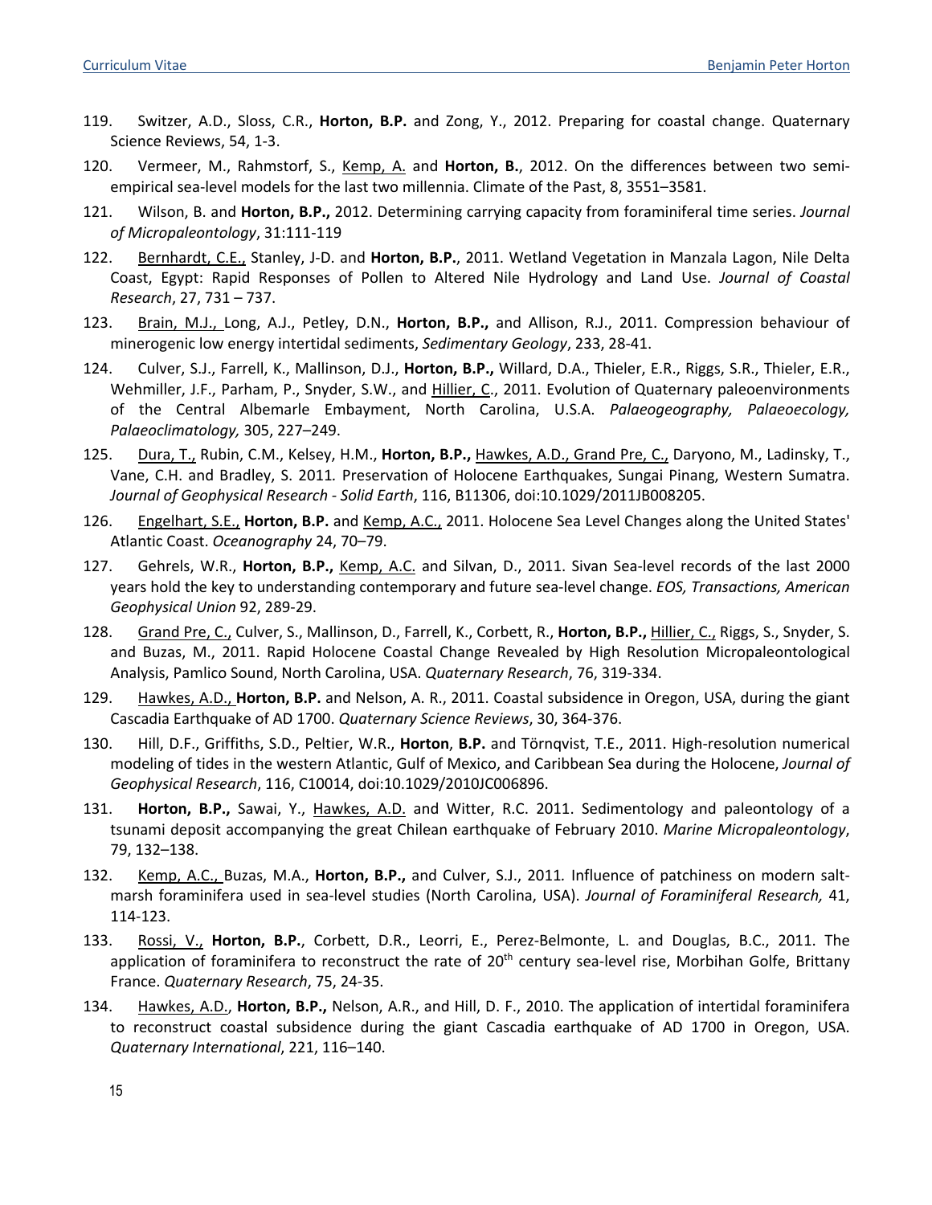119. Switzer, A.D., Sloss, C.R., **Horton, B.P.** and Zong, Y., 2012. Preparing for coastal change. Quaternary Science Reviews, 54, 1-3.

120. Vermeer, M., Rahmstorf, S., Kemp, A. and **Horton, B.**, 2012. On the differences between two semi-empirical sea-level models for the last two millennia. Climate of the Past, 8, 3551–3581.

121. Wilson, B. and **Horton, B.P.,** 2012. Determining carrying capacity from foraminiferal time series. *Journal of Micropaleontology*, 31:111-119

122. Bernhardt, C.E., Stanley, J-D. and **Horton, B.P.**, 2011. Wetland Vegetation in Manzala Lagon, Nile Delta Coast, Egypt: Rapid Responses of Pollen to Altered Nile Hydrology and Land Use. *Journal of Coastal Research*, 27, 731 – 737.

123. Brain, M.J., Long, A.J., Petley, D.N., **Horton, B.P.,** and Allison, R.J., 2011. Compression behaviour of minerogenic low energy intertidal sediments, *Sedimentary Geology*, 233, 28-41.

124. Culver, S.J., Farrell, K., Mallinson, D.J., **Horton, B.P.,** Willard, D.A., Thieler, E.R., Riggs, S.R., Thieler, E.R., Wehmiller, J.F., Parham, P., Snyder, S.W., and Hillier, C., 2011. Evolution of Quaternary paleoenvironments of the Central Albemarle Embayment, North Carolina, U.S.A. *Palaeogeography, Palaeoecology, Palaeoclimatology,* 305, 227–249.

125. Dura, T., Rubin, C.M., Kelsey, H.M., **Horton, B.P.,** Hawkes, A.D., Grand Pre, C., Daryono, M., Ladinsky, T., Vane, C.H. and Bradley, S. 2011*.* Preservation of Holocene Earthquakes, Sungai Pinang, Western Sumatra. *Journal of Geophysical Research - Solid Earth*, 116, B11306, doi:10.1029/2011JB008205.

126. Engelhart, S.E., **Horton, B.P.** and Kemp, A.C., 2011. Holocene Sea Level Changes along the United States' Atlantic Coast. *Oceanography* 24, 70–79.

127. Gehrels, W.R., **Horton, B.P.,** Kemp, A.C. and Silvan, D., 2011. Sivan Sea-level records of the last 2000 years hold the key to understanding contemporary and future sea-level change. *EOS, Transactions, American Geophysical Union* 92, 289-29.

128. Grand Pre, C., Culver, S., Mallinson, D., Farrell, K., Corbett, R., **Horton, B.P.,** Hillier, C., Riggs, S., Snyder, S. and Buzas, M., 2011. Rapid Holocene Coastal Change Revealed by High Resolution Micropaleontological Analysis, Pamlico Sound, North Carolina, USA. *Quaternary Research*, 76, 319-334.

129. Hawkes, A.D., **Horton, B.P.** and Nelson, A. R., 2011. Coastal subsidence in Oregon, USA, during the giant Cascadia Earthquake of AD 1700. *Quaternary Science Reviews*, 30, 364-376.

130. Hill, D.F., Griffiths, S.D., Peltier, W.R., **Horton**, **B.P.** and Törnqvist, T.E., 2011. High-resolution numerical modeling of tides in the western Atlantic, Gulf of Mexico, and Caribbean Sea during the Holocene, *Journal of Geophysical Research*, 116, C10014, doi:10.1029/2010JC006896.

131. **Horton, B.P.,** Sawai, Y., Hawkes, A.D. and Witter, R.C. 2011. Sedimentology and paleontology of a tsunami deposit accompanying the great Chilean earthquake of February 2010. *Marine Micropaleontology*, 79, 132–138.

132. Kemp, A.C., Buzas, M.A., **Horton, B.P.,** and Culver, S.J., 2011*.* Influence of patchiness on modern salt-marsh foraminifera used in sea-level studies (North Carolina, USA). *Journal of Foraminiferal Research,* 41, 114-123.

133. Rossi, V., **Horton, B.P.**, Corbett, D.R., Leorri, E., Perez-Belmonte, L. and Douglas, B.C., 2011. The application of foraminifera to reconstruct the rate of 20th century sea-level rise, Morbihan Golfe, Brittany France. *Quaternary Research*, 75, 24-35.

134. Hawkes, A.D., **Horton, B.P.,** Nelson, A.R., and Hill, D. F., 2010. The application of intertidal foraminifera to reconstruct coastal subsidence during the giant Cascadia earthquake of AD 1700 in Oregon, USA. *Quaternary International*, 221, 116–140.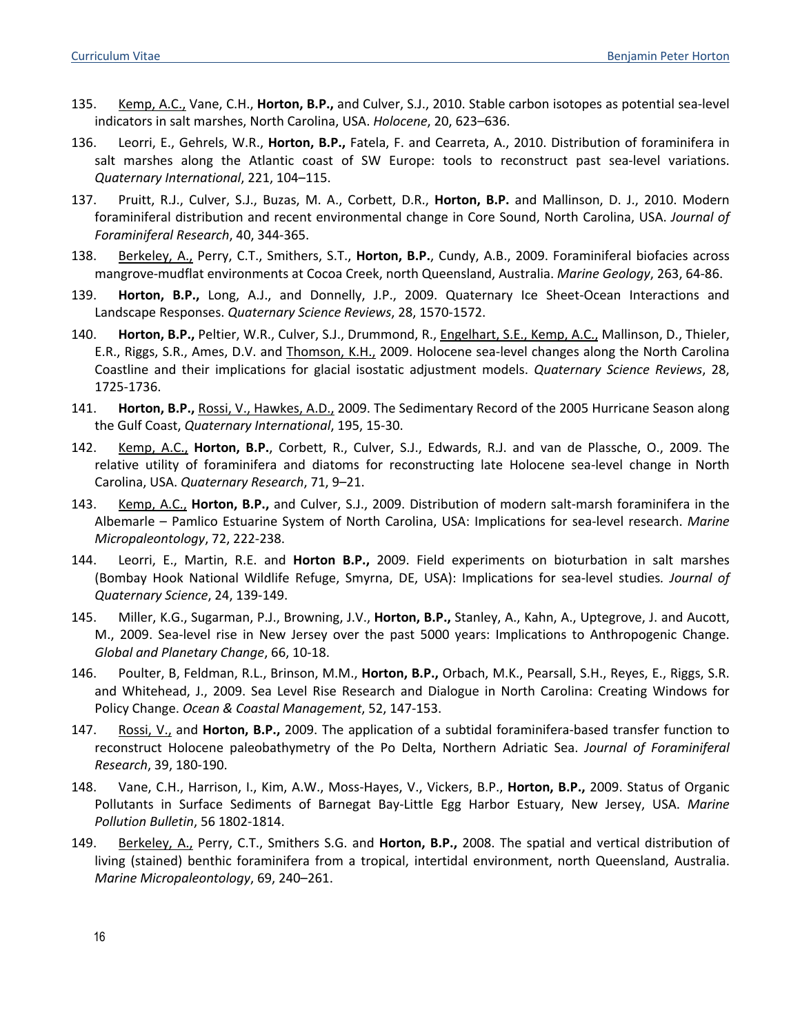135. Kemp, A.C., Vane, C.H., **Horton, B.P.,** and Culver, S.J., 2010. Stable carbon isotopes as potential sea-level indicators in salt marshes, North Carolina, USA. *Holocene*, 20, 623–636.

136. Leorri, E., Gehrels, W.R., **Horton, B.P.,** Fatela, F. and Cearreta, A., 2010. Distribution of foraminifera in salt marshes along the Atlantic coast of SW Europe: tools to reconstruct past sea-level variations. *Quaternary International*, 221, 104–115.

137. Pruitt, R.J., Culver, S.J., Buzas, M. A., Corbett, D.R., **Horton, B.P.** and Mallinson, D. J., 2010. Modern foraminiferal distribution and recent environmental change in Core Sound, North Carolina, USA. *Journal of Foraminiferal Research*, 40, 344-365.

138. Berkeley, A., Perry, C.T., Smithers, S.T., **Horton, B.P.**, Cundy, A.B., 2009. Foraminiferal biofacies across mangrove-mudflat environments at Cocoa Creek, north Queensland, Australia. *Marine Geology*, 263, 64-86.

139. **Horton, B.P.,** Long, A.J., and Donnelly, J.P., 2009. Quaternary Ice Sheet-Ocean Interactions and Landscape Responses. *Quaternary Science Reviews*, 28, 1570-1572.

140. **Horton, B.P.,** Peltier, W.R., Culver, S.J., Drummond, R., Engelhart, S.E., Kemp, A.C., Mallinson, D., Thieler, E.R., Riggs, S.R., Ames, D.V. and Thomson, K.H., 2009. Holocene sea-level changes along the North Carolina Coastline and their implications for glacial isostatic adjustment models. *Quaternary Science Reviews*, 28, 1725-1736.

141. **Horton, B.P.,** Rossi, V., Hawkes, A.D., 2009. The Sedimentary Record of the 2005 Hurricane Season along the Gulf Coast, *Quaternary International*, 195, 15-30.

142. Kemp, A.C., **Horton, B.P.**, Corbett, R., Culver, S.J., Edwards, R.J. and van de Plassche, O., 2009. The relative utility of foraminifera and diatoms for reconstructing late Holocene sea-level change in North Carolina, USA. *Quaternary Research*, 71, 9–21.

143. Kemp, A.C., **Horton, B.P.,** and Culver, S.J., 2009. Distribution of modern salt-marsh foraminifera in the Albemarle – Pamlico Estuarine System of North Carolina, USA: Implications for sea-level research. *Marine Micropaleontology*, 72, 222-238.

144. Leorri, E., Martin, R.E. and **Horton B.P.,** 2009. Field experiments on bioturbation in salt marshes (Bombay Hook National Wildlife Refuge, Smyrna, DE, USA): Implications for sea-level studies*.* *Journal of Quaternary Science*, 24, 139-149.

145. Miller, K.G., Sugarman, P.J., Browning, J.V., **Horton, B.P.,** Stanley, A., Kahn, A., Uptegrove, J. and Aucott, M., 2009. Sea-level rise in New Jersey over the past 5000 years: Implications to Anthropogenic Change. *Global and Planetary Change*, 66, 10-18.

146. Poulter, B, Feldman, R.L., Brinson, M.M., **Horton, B.P.,** Orbach, M.K., Pearsall, S.H., Reyes, E., Riggs, S.R. and Whitehead, J., 2009. Sea Level Rise Research and Dialogue in North Carolina: Creating Windows for Policy Change. *Ocean & Coastal Management*, 52, 147-153.

147. Rossi, V., and **Horton, B.P.,** 2009. The application of a subtidal foraminifera-based transfer function to reconstruct Holocene paleobathymetry of the Po Delta, Northern Adriatic Sea. *Journal of Foraminiferal Research*, 39, 180-190.

148. Vane, C.H., Harrison, I., Kim, A.W., Moss-Hayes, V., Vickers, B.P., **Horton, B.P.,** 2009. Status of Organic Pollutants in Surface Sediments of Barnegat Bay-Little Egg Harbor Estuary, New Jersey, USA. *Marine Pollution Bulletin*, 56 1802-1814.

149. Berkeley, A., Perry, C.T., Smithers S.G. and **Horton, B.P.,** 2008. The spatial and vertical distribution of living (stained) benthic foraminifera from a tropical, intertidal environment, north Queensland, Australia. *Marine Micropaleontology*, 69, 240–261.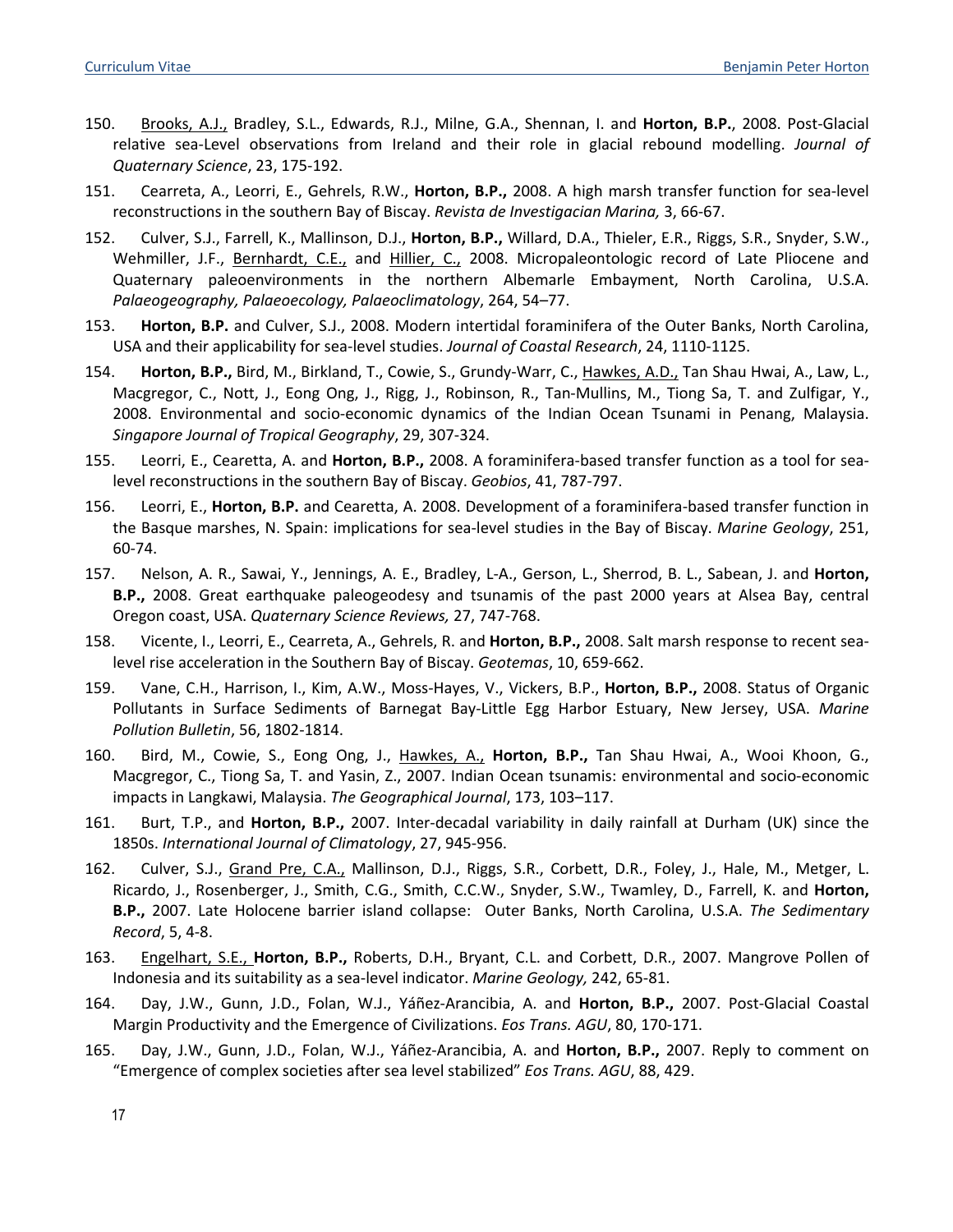150. Brooks, A.J., Bradley, S.L., Edwards, R.J., Milne, G.A., Shennan, I. and **Horton, B.P.**, 2008. Post-Glacial relative sea-Level observations from Ireland and their role in glacial rebound modelling. *Journal of Quaternary Science*, 23, 175-192.

151. Cearreta, A., Leorri, E., Gehrels, R.W., **Horton, B.P.,** 2008. A high marsh transfer function for sea-level reconstructions in the southern Bay of Biscay. *Revista de Investigacian Marina,* 3, 66-67.

152. Culver, S.J., Farrell, K., Mallinson, D.J., **Horton, B.P.,** Willard, D.A., Thieler, E.R., Riggs, S.R., Snyder, S.W., Wehmiller, J.F., Bernhardt, C.E., and Hillier, C., 2008. Micropaleontologic record of Late Pliocene and Quaternary paleoenvironments in the northern Albemarle Embayment, North Carolina, U.S.A. *Palaeogeography, Palaeoecology, Palaeoclimatology*, 264, 54–77.

153. **Horton, B.P.** and Culver, S.J., 2008. Modern intertidal foraminifera of the Outer Banks, North Carolina, USA and their applicability for sea-level studies. *Journal of Coastal Research*, 24, 1110-1125.

154. **Horton, B.P.,** Bird, M., Birkland, T., Cowie, S., Grundy-Warr, C., Hawkes, A.D., Tan Shau Hwai, A., Law, L., Macgregor, C., Nott, J., Eong Ong, J., Rigg, J., Robinson, R., Tan-Mullins, M., Tiong Sa, T. and Zulfigar, Y., 2008. Environmental and socio-economic dynamics of the Indian Ocean Tsunami in Penang, Malaysia. *Singapore Journal of Tropical Geography*, 29, 307-324.

155. Leorri, E., Cearetta, A. and **Horton, B.P.,** 2008. A foraminifera-based transfer function as a tool for sea-level reconstructions in the southern Bay of Biscay. *Geobios*, 41, 787-797.

156. Leorri, E., **Horton, B.P.** and Cearetta, A. 2008. Development of a foraminifera-based transfer function in the Basque marshes, N. Spain: implications for sea-level studies in the Bay of Biscay. *Marine Geology*, 251, 60-74.

157. Nelson, A. R., Sawai, Y., Jennings, A. E., Bradley, L-A., Gerson, L., Sherrod, B. L., Sabean, J. and **Horton, B.P.,** 2008. Great earthquake paleogeodesy and tsunamis of the past 2000 years at Alsea Bay, central Oregon coast, USA. *Quaternary Science Reviews,* 27, 747-768.

158. Vicente, I., Leorri, E., Cearreta, A., Gehrels, R. and **Horton, B.P.,** 2008. Salt marsh response to recent sea-level rise acceleration in the Southern Bay of Biscay. *Geotemas*, 10, 659-662.

159. Vane, C.H., Harrison, I., Kim, A.W., Moss-Hayes, V., Vickers, B.P., **Horton, B.P.,** 2008. Status of Organic Pollutants in Surface Sediments of Barnegat Bay-Little Egg Harbor Estuary, New Jersey, USA. *Marine Pollution Bulletin*, 56, 1802-1814.

160. Bird, M., Cowie, S., Eong Ong, J., Hawkes, A., **Horton, B.P.,** Tan Shau Hwai, A., Wooi Khoon, G., Macgregor, C., Tiong Sa, T. and Yasin, Z., 2007. Indian Ocean tsunamis: environmental and socio-economic impacts in Langkawi, Malaysia. *The Geographical Journal*, 173, 103–117.

161. Burt, T.P., and **Horton, B.P.,** 2007. Inter-decadal variability in daily rainfall at Durham (UK) since the 1850s. *International Journal of Climatology*, 27, 945-956.

162. Culver, S.J., Grand Pre, C.A., Mallinson, D.J., Riggs, S.R., Corbett, D.R., Foley, J., Hale, M., Metger, L. Ricardo, J., Rosenberger, J., Smith, C.G., Smith, C.C.W., Snyder, S.W., Twamley, D., Farrell, K. and **Horton, B.P.,** 2007. Late Holocene barrier island collapse: Outer Banks, North Carolina, U.S.A. *The Sedimentary Record*, 5, 4-8.

163. Engelhart, S.E., **Horton, B.P.,** Roberts, D.H., Bryant, C.L. and Corbett, D.R., 2007. Mangrove Pollen of Indonesia and its suitability as a sea-level indicator. *Marine Geology,* 242, 65-81.

164. Day, J.W., Gunn, J.D., Folan, W.J., Yáñez-Arancibia, A. and **Horton, B.P.,** 2007. Post-Glacial Coastal Margin Productivity and the Emergence of Civilizations. *Eos Trans. AGU*, 80, 170-171.

165. Day, J.W., Gunn, J.D., Folan, W.J., Yáñez-Arancibia, A. and **Horton, B.P.,** 2007. Reply to comment on "Emergence of complex societies after sea level stabilized" *Eos Trans. AGU*, 88, 429.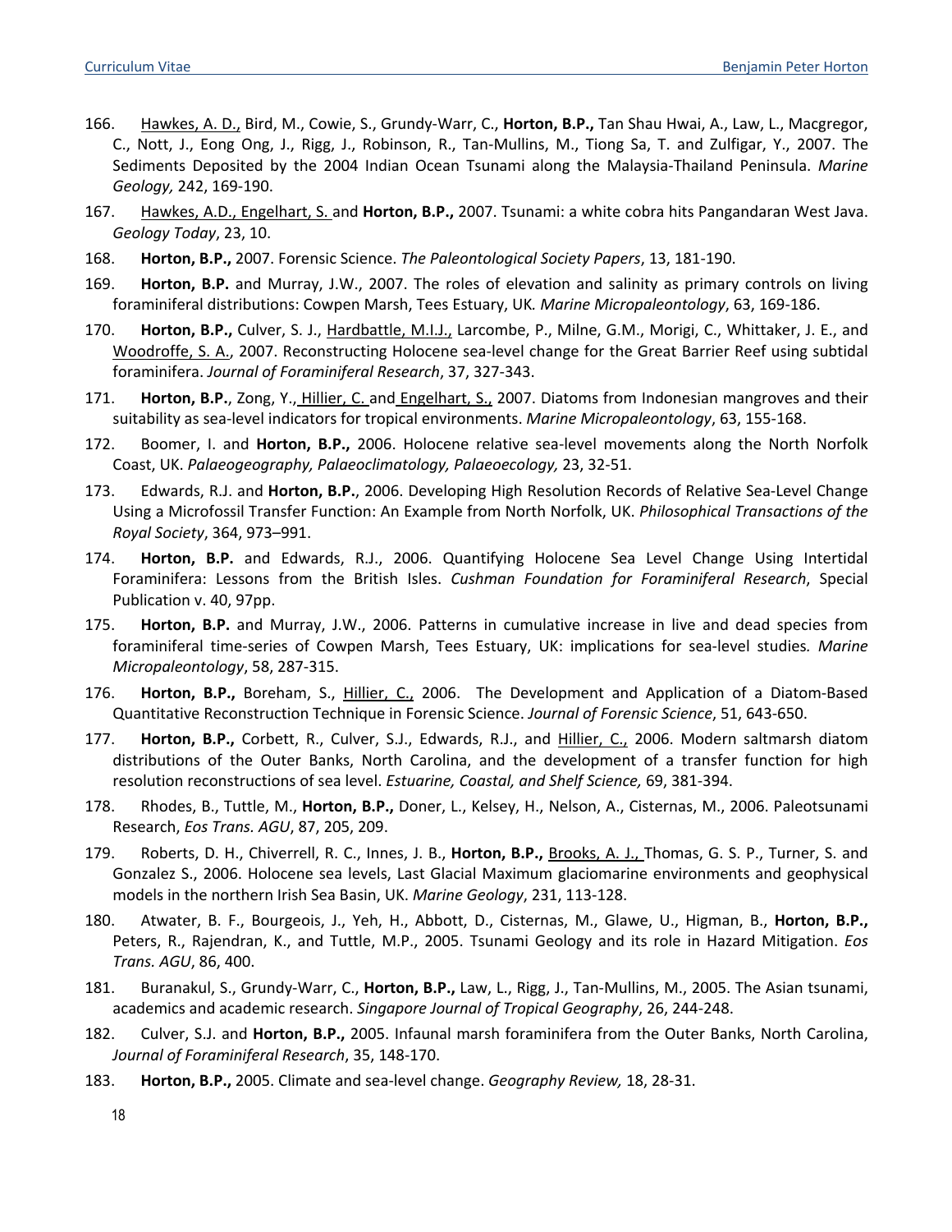166. Hawkes, A. D., Bird, M., Cowie, S., Grundy-Warr, C., **Horton, B.P.,** Tan Shau Hwai, A., Law, L., Macgregor, C., Nott, J., Eong Ong, J., Rigg, J., Robinson, R., Tan-Mullins, M., Tiong Sa, T. and Zulfigar, Y., 2007. The Sediments Deposited by the 2004 Indian Ocean Tsunami along the Malaysia-Thailand Peninsula. *Marine Geology,* 242, 169-190.

167. Hawkes, A.D., Engelhart, S. and **Horton, B.P.,** 2007. Tsunami: a white cobra hits Pangandaran West Java. *Geology Today*, 23, 10.

168. **Horton, B.P.,** 2007. Forensic Science. *The Paleontological Society Papers*, 13, 181-190.

169. **Horton, B.P.** and Murray, J.W., 2007. The roles of elevation and salinity as primary controls on living foraminiferal distributions: Cowpen Marsh, Tees Estuary, UK. *Marine Micropaleontology*, 63, 169-186.

170. **Horton, B.P.,** Culver, S. J., Hardbattle, M.I.J., Larcombe, P., Milne, G.M., Morigi, C., Whittaker, J. E., and Woodroffe, S. A., 2007. Reconstructing Holocene sea-level change for the Great Barrier Reef using subtidal foraminifera. *Journal of Foraminiferal Research*, 37, 327-343.

171. **Horton, B.P.**, Zong, Y., Hillier, C. and Engelhart, S., 2007. Diatoms from Indonesian mangroves and their suitability as sea-level indicators for tropical environments. *Marine Micropaleontology*, 63, 155-168.

172. Boomer, I. and **Horton, B.P.,** 2006. Holocene relative sea-level movements along the North Norfolk Coast, UK. *Palaeogeography, Palaeoclimatology, Palaeoecology,* 23, 32-51.

173. Edwards, R.J. and **Horton, B.P.**, 2006. Developing High Resolution Records of Relative Sea-Level Change Using a Microfossil Transfer Function: An Example from North Norfolk, UK. *Philosophical Transactions of the Royal Society*, 364, 973–991.

174. **Horton, B.P.** and Edwards, R.J., 2006. Quantifying Holocene Sea Level Change Using Intertidal Foraminifera: Lessons from the British Isles. *Cushman Foundation for Foraminiferal Research*, Special Publication v. 40, 97pp.

175. **Horton, B.P.** and Murray, J.W., 2006. Patterns in cumulative increase in live and dead species from foraminiferal time-series of Cowpen Marsh, Tees Estuary, UK: implications for sea-level studies*. Marine Micropaleontology*, 58, 287-315.

176. **Horton, B.P.,** Boreham, S., Hillier, C., 2006. The Development and Application of a Diatom-Based Quantitative Reconstruction Technique in Forensic Science. *Journal of Forensic Science*, 51, 643-650.

177. **Horton, B.P.,** Corbett, R., Culver, S.J., Edwards, R.J., and Hillier, C., 2006. Modern saltmarsh diatom distributions of the Outer Banks, North Carolina, and the development of a transfer function for high resolution reconstructions of sea level. *Estuarine, Coastal, and Shelf Science,* 69, 381-394.

178. Rhodes, B., Tuttle, M., **Horton, B.P.,** Doner, L., Kelsey, H., Nelson, A., Cisternas, M., 2006. Paleotsunami Research, *Eos Trans. AGU*, 87, 205, 209.

179. Roberts, D. H., Chiverrell, R. C., Innes, J. B., **Horton, B.P.,** Brooks, A. J., Thomas, G. S. P., Turner, S. and Gonzalez S., 2006. Holocene sea levels, Last Glacial Maximum glaciomarine environments and geophysical models in the northern Irish Sea Basin, UK. *Marine Geology*, 231, 113-128.

180. Atwater, B. F., Bourgeois, J., Yeh, H., Abbott, D., Cisternas, M., Glawe, U., Higman, B., **Horton, B.P.,** Peters, R., Rajendran, K., and Tuttle, M.P., 2005. Tsunami Geology and its role in Hazard Mitigation. *Eos Trans. AGU*, 86, 400.

181. Buranakul, S., Grundy-Warr, C., **Horton, B.P.,** Law, L., Rigg, J., Tan-Mullins, M., 2005. The Asian tsunami, academics and academic research. *Singapore Journal of Tropical Geography*, 26, 244-248.

182. Culver, S.J. and **Horton, B.P.,** 2005. Infaunal marsh foraminifera from the Outer Banks, North Carolina, *Journal of Foraminiferal Research*, 35, 148-170.

183. **Horton, B.P.,** 2005. Climate and sea-level change. *Geography Review,* 18, 28-31.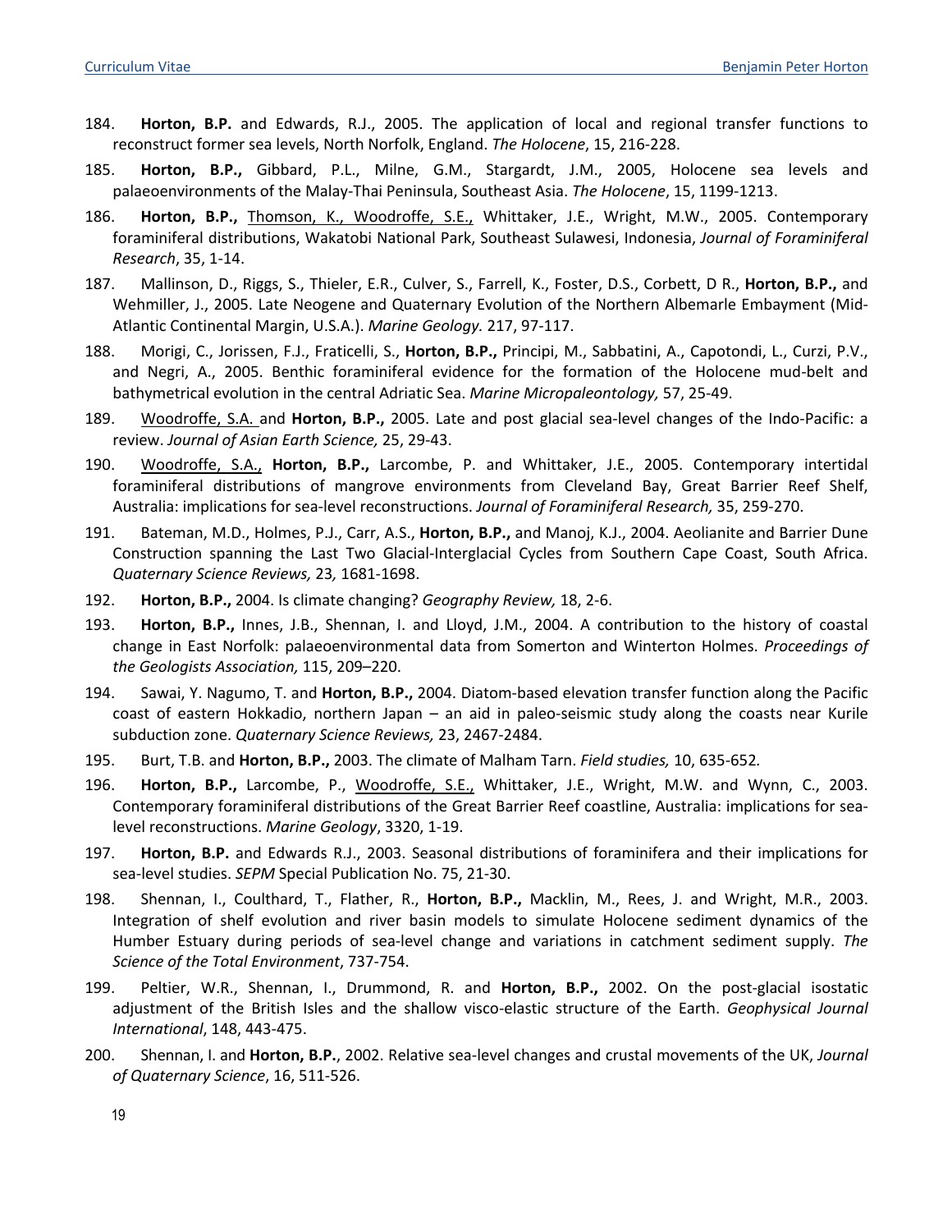184. **Horton, B.P.** and Edwards, R.J., 2005. The application of local and regional transfer functions to reconstruct former sea levels, North Norfolk, England. *The Holocene*, 15, 216-228.

185. **Horton, B.P.,** Gibbard, P.L., Milne, G.M., Stargardt, J.M., 2005, Holocene sea levels and palaeoenvironments of the Malay-Thai Peninsula, Southeast Asia. *The Holocene*, 15, 1199-1213.

186. **Horton, B.P.,** <u>Thomson, K., Woodroffe, S.E.,</u> Whittaker, J.E., Wright, M.W., 2005. Contemporary foraminiferal distributions, Wakatobi National Park, Southeast Sulawesi, Indonesia, *Journal of Foraminiferal Research*, 35, 1-14.

187. Mallinson, D., Riggs, S., Thieler, E.R., Culver, S., Farrell, K., Foster, D.S., Corbett, D R., **Horton, B.P.,** and Wehmiller, J., 2005. Late Neogene and Quaternary Evolution of the Northern Albemarle Embayment (Mid-Atlantic Continental Margin, U.S.A.). *Marine Geology.* 217, 97-117.

188. Morigi, C., Jorissen, F.J., Fraticelli, S., **Horton, B.P.,** Principi, M., Sabbatini, A., Capotondi, L., Curzi, P.V., and Negri, A., 2005. Benthic foraminiferal evidence for the formation of the Holocene mud-belt and bathymetrical evolution in the central Adriatic Sea. *Marine Micropaleontology,* 57, 25-49.

189. <u>Woodroffe, S.A.</u> and **Horton, B.P.,** 2005. Late and post glacial sea-level changes of the Indo-Pacific: a review. *Journal of Asian Earth Science,* 25, 29-43.

190. <u>Woodroffe, S.A.,</u> **Horton, B.P.,** Larcombe, P. and Whittaker, J.E., 2005. Contemporary intertidal foraminiferal distributions of mangrove environments from Cleveland Bay, Great Barrier Reef Shelf, Australia: implications for sea-level reconstructions. *Journal of Foraminiferal Research,* 35, 259-270.

191. Bateman, M.D., Holmes, P.J., Carr, A.S., **Horton, B.P.,** and Manoj, K.J., 2004. Aeolianite and Barrier Dune Construction spanning the Last Two Glacial-Interglacial Cycles from Southern Cape Coast, South Africa. *Quaternary Science Reviews,* 23*,* 1681-1698.

192. **Horton, B.P.,** 2004. Is climate changing? *Geography Review,* 18, 2-6.

193. **Horton, B.P.,** Innes, J.B., Shennan, I. and Lloyd, J.M., 2004. A contribution to the history of coastal change in East Norfolk: palaeoenvironmental data from Somerton and Winterton Holmes. *Proceedings of the Geologists Association,* 115, 209–220.

194. Sawai, Y. Nagumo, T. and **Horton, B.P.,** 2004. Diatom-based elevation transfer function along the Pacific coast of eastern Hokkadio, northern Japan – an aid in paleo-seismic study along the coasts near Kurile subduction zone. *Quaternary Science Reviews,* 23, 2467-2484.

195. Burt, T.B. and **Horton, B.P.,** 2003. The climate of Malham Tarn. *Field studies,* 10, 635-652*.*

196. **Horton, B.P.,** Larcombe, P., <u>Woodroffe, S.E.,</u> Whittaker, J.E., Wright, M.W. and Wynn, C., 2003. Contemporary foraminiferal distributions of the Great Barrier Reef coastline, Australia: implications for sea-level reconstructions. *Marine Geology*, 3320, 1-19.

197. **Horton, B.P.** and Edwards R.J., 2003. Seasonal distributions of foraminifera and their implications for sea-level studies. *SEPM* Special Publication No. 75, 21-30.

198. Shennan, I., Coulthard, T., Flather, R., **Horton, B.P.,** Macklin, M., Rees, J. and Wright, M.R., 2003. Integration of shelf evolution and river basin models to simulate Holocene sediment dynamics of the Humber Estuary during periods of sea-level change and variations in catchment sediment supply. *The Science of the Total Environment*, 737-754.

199. Peltier, W.R., Shennan, I., Drummond, R. and **Horton, B.P.,** 2002. On the post-glacial isostatic adjustment of the British Isles and the shallow visco-elastic structure of the Earth. *Geophysical Journal International*, 148, 443-475.

200. Shennan, I. and **Horton, B.P.**, 2002. Relative sea-level changes and crustal movements of the UK, *Journal of Quaternary Science*, 16, 511-526.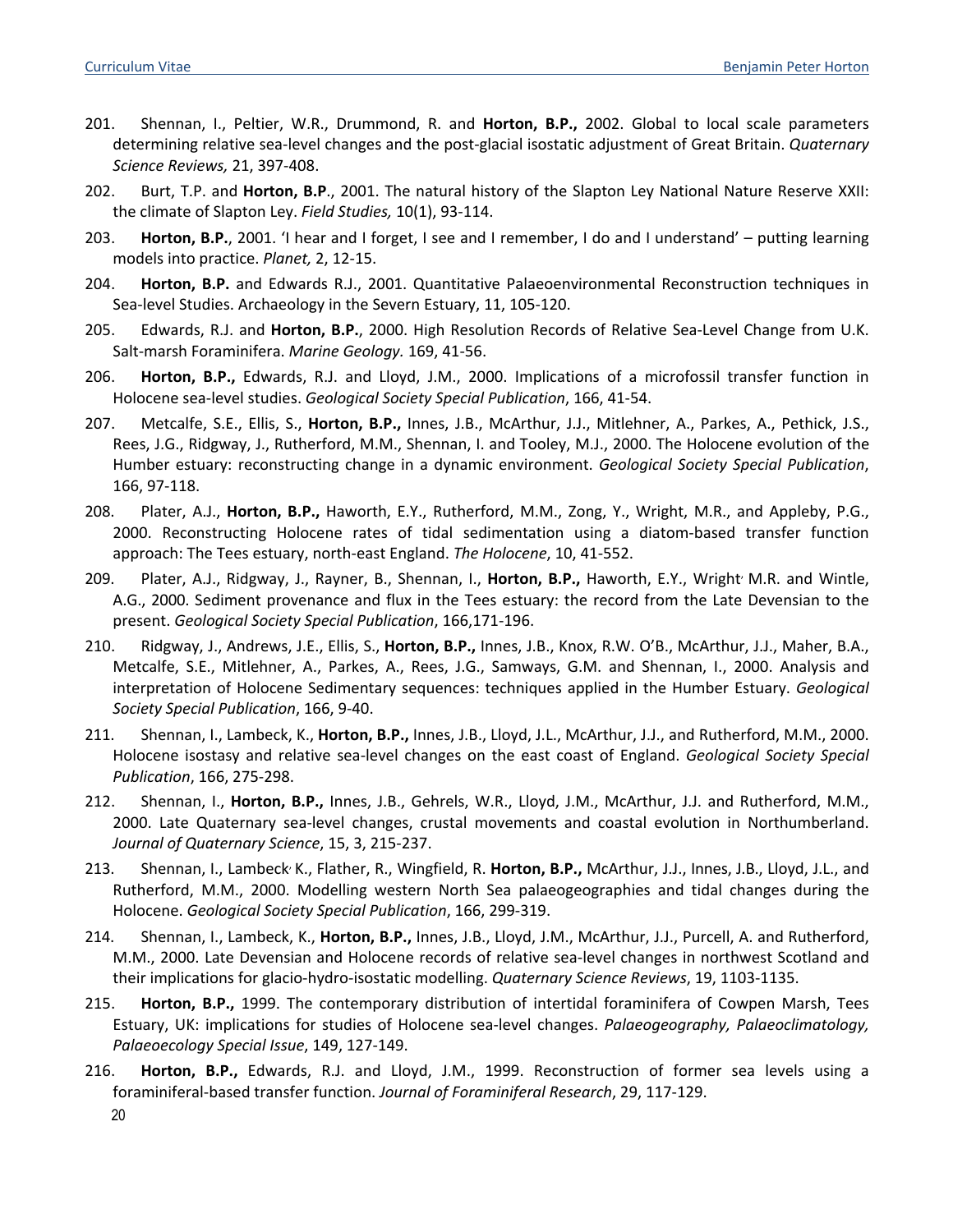201. Shennan, I., Peltier, W.R., Drummond, R. and **Horton, B.P.,** 2002. Global to local scale parameters determining relative sea-level changes and the post-glacial isostatic adjustment of Great Britain. *Quaternary Science Reviews,* 21, 397-408.

202. Burt, T.P. and **Horton, B.P**., 2001. The natural history of the Slapton Ley National Nature Reserve XXII: the climate of Slapton Ley. *Field Studies,* 10(1), 93-114.

203. **Horton, B.P.**, 2001. 'I hear and I forget, I see and I remember, I do and I understand' – putting learning models into practice. *Planet,* 2, 12-15.

204. **Horton, B.P.** and Edwards R.J., 2001. Quantitative Palaeoenvironmental Reconstruction techniques in Sea-level Studies. Archaeology in the Severn Estuary, 11, 105-120.

205. Edwards, R.J. and **Horton, B.P.**, 2000. High Resolution Records of Relative Sea-Level Change from U.K. Salt-marsh Foraminifera. *Marine Geology.* 169, 41-56.

206. **Horton, B.P.,** Edwards, R.J. and Lloyd, J.M., 2000. Implications of a microfossil transfer function in Holocene sea-level studies. *Geological Society Special Publication*, 166, 41-54.

207. Metcalfe, S.E., Ellis, S., **Horton, B.P.,** Innes, J.B., McArthur, J.J., Mitlehner, A., Parkes, A., Pethick, J.S., Rees, J.G., Ridgway, J., Rutherford, M.M., Shennan, I. and Tooley, M.J., 2000. The Holocene evolution of the Humber estuary: reconstructing change in a dynamic environment. *Geological Society Special Publication*, 166, 97-118.

208. Plater, A.J., **Horton, B.P.,** Haworth, E.Y., Rutherford, M.M., Zong, Y., Wright, M.R., and Appleby, P.G., 2000. Reconstructing Holocene rates of tidal sedimentation using a diatom-based transfer function approach: The Tees estuary, north-east England. *The Holocene*, 10, 41-552.

209. Plater, A.J., Ridgway, J., Rayner, B., Shennan, I., **Horton, B.P.,** Haworth, E.Y., Wright, M.R. and Wintle, A.G., 2000. Sediment provenance and flux in the Tees estuary: the record from the Late Devensian to the present. *Geological Society Special Publication*, 166,171-196.

210. Ridgway, J., Andrews, J.E., Ellis, S., **Horton, B.P.,** Innes, J.B., Knox, R.W. O'B., McArthur, J.J., Maher, B.A., Metcalfe, S.E., Mitlehner, A., Parkes, A., Rees, J.G., Samways, G.M. and Shennan, I., 2000. Analysis and interpretation of Holocene Sedimentary sequences: techniques applied in the Humber Estuary. *Geological Society Special Publication*, 166, 9-40.

211. Shennan, I., Lambeck, K., **Horton, B.P.,** Innes, J.B., Lloyd, J.L., McArthur, J.J., and Rutherford, M.M., 2000. Holocene isostasy and relative sea-level changes on the east coast of England. *Geological Society Special Publication*, 166, 275-298.

212. Shennan, I., **Horton, B.P.,** Innes, J.B., Gehrels, W.R., Lloyd, J.M., McArthur, J.J. and Rutherford, M.M., 2000. Late Quaternary sea-level changes, crustal movements and coastal evolution in Northumberland. *Journal of Quaternary Science*, 15, 3, 215-237.

213. Shennan, I., Lambeck, K., Flather, R., Wingfield, R. **Horton, B.P.,** McArthur, J.J., Innes, J.B., Lloyd, J.L., and Rutherford, M.M., 2000. Modelling western North Sea palaeogeographies and tidal changes during the Holocene. *Geological Society Special Publication*, 166, 299-319.

214. Shennan, I., Lambeck, K., **Horton, B.P.,** Innes, J.B., Lloyd, J.M., McArthur, J.J., Purcell, A. and Rutherford, M.M., 2000. Late Devensian and Holocene records of relative sea-level changes in northwest Scotland and their implications for glacio-hydro-isostatic modelling. *Quaternary Science Reviews*, 19, 1103-1135.

215. **Horton, B.P.,** 1999. The contemporary distribution of intertidal foraminifera of Cowpen Marsh, Tees Estuary, UK: implications for studies of Holocene sea-level changes. *Palaeogeography, Palaeoclimatology, Palaeoecology Special Issue*, 149, 127-149.

216. **Horton, B.P.,** Edwards, R.J. and Lloyd, J.M., 1999. Reconstruction of former sea levels using a foraminiferal-based transfer function. *Journal of Foraminiferal Research*, 29, 117-129.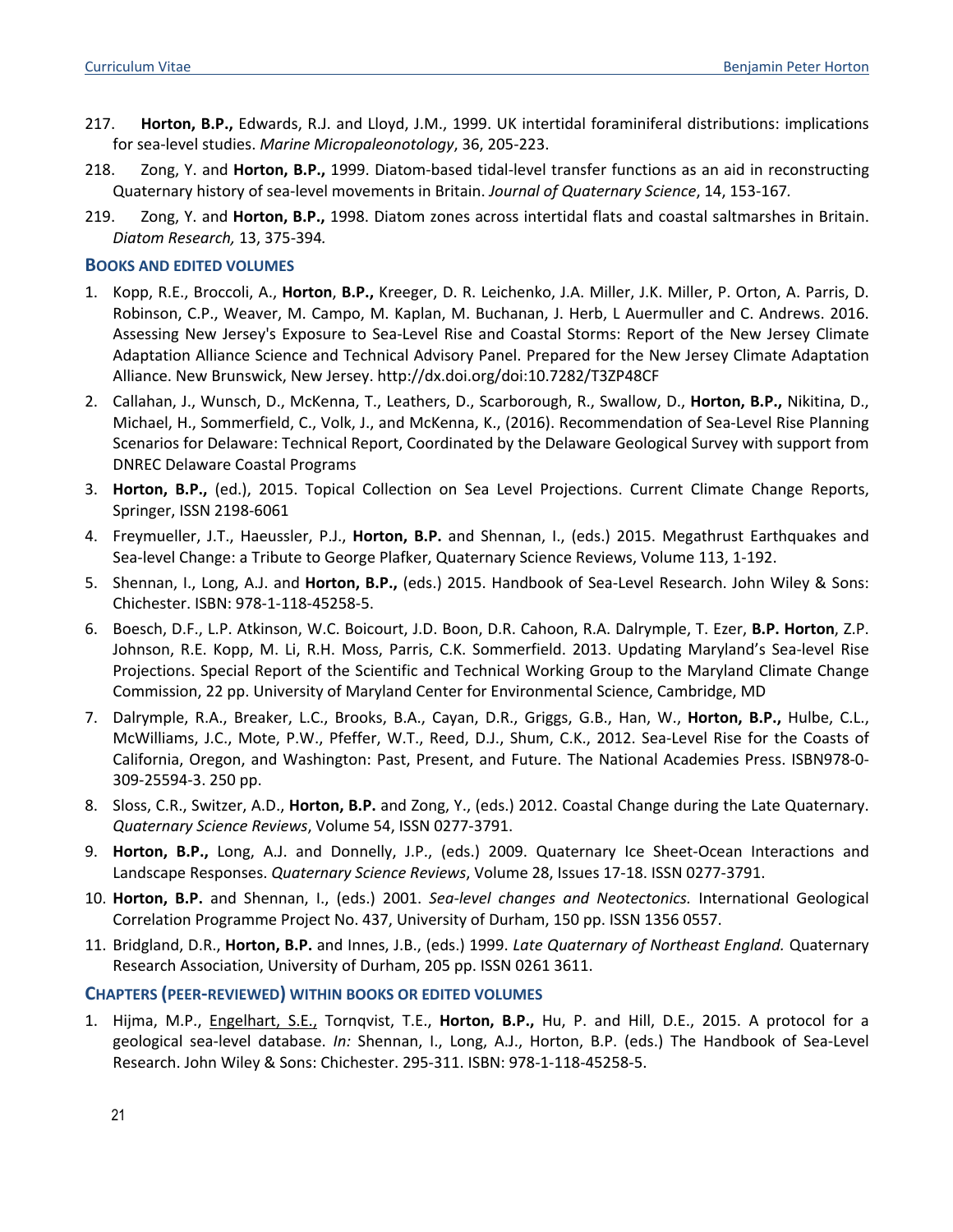217. **Horton, B.P.,** Edwards, R.J. and Lloyd, J.M., 1999. UK intertidal foraminiferal distributions: implications for sea-level studies. *Marine Micropaleonotology*, 36, 205-223.

218. Zong, Y. and **Horton, B.P.,** 1999. Diatom-based tidal-level transfer functions as an aid in reconstructing Quaternary history of sea-level movements in Britain. *Journal of Quaternary Science*, 14, 153-167.

219. Zong, Y. and **Horton, B.P.,** 1998. Diatom zones across intertidal flats and coastal saltmarshes in Britain. *Diatom Research,* 13, 375-394.

### BOOKS AND EDITED VOLUMES

1. Kopp, R.E., Broccoli, A., **Horton**, **B.P.,** Kreeger, D. R. Leichenko, J.A. Miller, J.K. Miller, P. Orton, A. Parris, D. Robinson, C.P., Weaver, M. Campo, M. Kaplan, M. Buchanan, J. Herb, L Auermuller and C. Andrews. 2016. Assessing New Jersey's Exposure to Sea-Level Rise and Coastal Storms: Report of the New Jersey Climate Adaptation Alliance Science and Technical Advisory Panel. Prepared for the New Jersey Climate Adaptation Alliance. New Brunswick, New Jersey. http://dx.doi.org/doi:10.7282/T3ZP48CF
2. Callahan, J., Wunsch, D., McKenna, T., Leathers, D., Scarborough, R., Swallow, D., **Horton, B.P.,** Nikitina, D., Michael, H., Sommerfield, C., Volk, J., and McKenna, K., (2016). Recommendation of Sea-Level Rise Planning Scenarios for Delaware: Technical Report, Coordinated by the Delaware Geological Survey with support from DNREC Delaware Coastal Programs
3. **Horton, B.P.,** (ed.), 2015. Topical Collection on Sea Level Projections. Current Climate Change Reports, Springer, ISSN 2198-6061
4. Freymueller, J.T., Haeussler, P.J., **Horton, B.P.** and Shennan, I., (eds.) 2015. Megathrust Earthquakes and Sea-level Change: a Tribute to George Plafker, Quaternary Science Reviews, Volume 113, 1-192.
5. Shennan, I., Long, A.J. and **Horton, B.P.,** (eds.) 2015. Handbook of Sea-Level Research. John Wiley & Sons: Chichester. ISBN: 978-1-118-45258-5.
6. Boesch, D.F., L.P. Atkinson, W.C. Boicourt, J.D. Boon, D.R. Cahoon, R.A. Dalrymple, T. Ezer, **B.P. Horton**, Z.P. Johnson, R.E. Kopp, M. Li, R.H. Moss, Parris, C.K. Sommerfield. 2013. Updating Maryland's Sea-level Rise Projections. Special Report of the Scientific and Technical Working Group to the Maryland Climate Change Commission, 22 pp. University of Maryland Center for Environmental Science, Cambridge, MD
7. Dalrymple, R.A., Breaker, L.C., Brooks, B.A., Cayan, D.R., Griggs, G.B., Han, W., **Horton, B.P.,** Hulbe, C.L., McWilliams, J.C., Mote, P.W., Pfeffer, W.T., Reed, D.J., Shum, C.K., 2012. Sea-Level Rise for the Coasts of California, Oregon, and Washington: Past, Present, and Future. The National Academies Press. ISBN978-0-309-25594-3. 250 pp.
8. Sloss, C.R., Switzer, A.D., **Horton, B.P.** and Zong, Y., (eds.) 2012. Coastal Change during the Late Quaternary. *Quaternary Science Reviews*, Volume 54, ISSN 0277-3791.
9. **Horton, B.P.,** Long, A.J. and Donnelly, J.P., (eds.) 2009. Quaternary Ice Sheet-Ocean Interactions and Landscape Responses. *Quaternary Science Reviews*, Volume 28, Issues 17-18. ISSN 0277-3791.
10. **Horton, B.P.** and Shennan, I., (eds.) 2001. *Sea-level changes and Neotectonics.* International Geological Correlation Programme Project No. 437, University of Durham, 150 pp. ISSN 1356 0557.
11. Bridgland, D.R., **Horton, B.P.** and Innes, J.B., (eds.) 1999. *Late Quaternary of Northeast England.* Quaternary Research Association, University of Durham, 205 pp. ISSN 0261 3611.

### CHAPTERS (PEER-REVIEWED) WITHIN BOOKS OR EDITED VOLUMES

1. Hijma, M.P., Engelhart, S.E., Tornqvist, T.E., **Horton, B.P.,** Hu, P. and Hill, D.E., 2015. A protocol for a geological sea-level database. *In:* Shennan, I., Long, A.J., Horton, B.P. (eds.) The Handbook of Sea-Level Research. John Wiley & Sons: Chichester. 295-311. ISBN: 978-1-118-45258-5.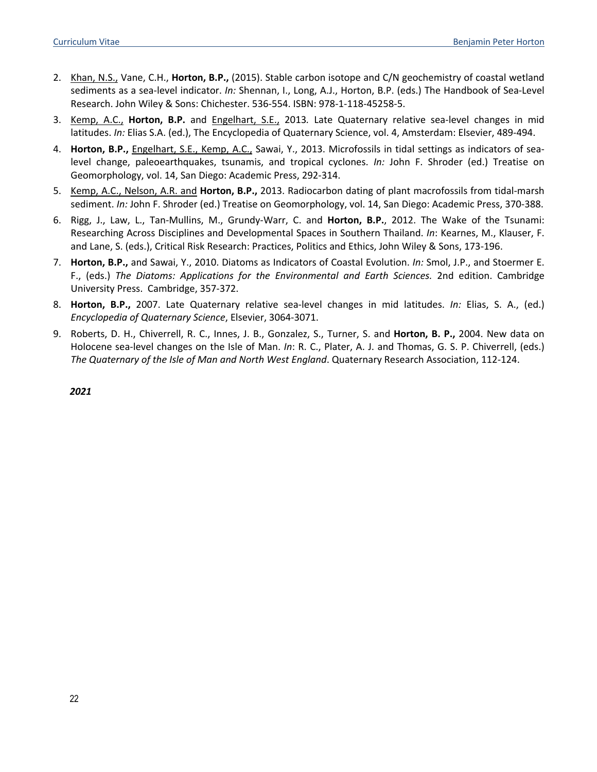2. Khan, N.S., Vane, C.H., **Horton, B.P.,** (2015). Stable carbon isotope and C/N geochemistry of coastal wetland sediments as a sea-level indicator. *In:* Shennan, I., Long, A.J., Horton, B.P. (eds.) The Handbook of Sea-Level Research. John Wiley & Sons: Chichester. 536-554. ISBN: 978-1-118-45258-5.
3. Kemp, A.C., **Horton, B.P** and Engelhart, S.E., 2013*.* Late Quaternary relative sea-level changes in mid latitudes. *In:* Elias S.A. (ed.), The Encyclopedia of Quaternary Science, vol. 4, Amsterdam: Elsevier, 489-494.
4. **Horton, B.P.,** Engelhart, S.E., Kemp, A.C., Sawai, Y., 2013. Microfossils in tidal settings as indicators of sea-level change, paleoearthquakes, tsunamis, and tropical cyclones. *In:* John F. Shroder (ed.) Treatise on Geomorphology, vol. 14, San Diego: Academic Press, 292-314.
5. Kemp, A.C., Nelson, A.R. and **Horton, B.P.,** 2013. Radiocarbon dating of plant macrofossils from tidal-marsh sediment. *In:* John F. Shroder (ed.) Treatise on Geomorphology, vol. 14, San Diego: Academic Press, 370-388.
6. Rigg, J., Law, L., Tan-Mullins, M., Grundy-Warr, C. and **Horton, B.P.**, 2012. The Wake of the Tsunami: Researching Across Disciplines and Developmental Spaces in Southern Thailand. *In*: Kearnes, M., Klauser, F. and Lane, S. (eds.), Critical Risk Research: Practices, Politics and Ethics, John Wiley & Sons, 173-196.
7. **Horton, B.P.,** and Sawai, Y., 2010. Diatoms as Indicators of Coastal Evolution. *In:* Smol, J.P., and Stoermer E. F., (eds.) *The Diatoms: Applications for the Environmental and Earth Sciences.* 2nd edition. Cambridge University Press. Cambridge, 357-372.
8. **Horton, B.P.,** 2007. Late Quaternary relative sea-level changes in mid latitudes. *In:* Elias, S. A., (ed.) *Encyclopedia of Quaternary Science*, Elsevier, 3064-3071.
9. Roberts, D. H., Chiverrell, R. C., Innes, J. B., Gonzalez, S., Turner, S. and **Horton, B. P.,** 2004. New data on Holocene sea-level changes on the Isle of Man. *In*: R. C., Plater, A. J. and Thomas, G. S. P. Chiverrell, (eds.) *The Quaternary of the Isle of Man and North West England*. Quaternary Research Association, 112-124.

***2021***